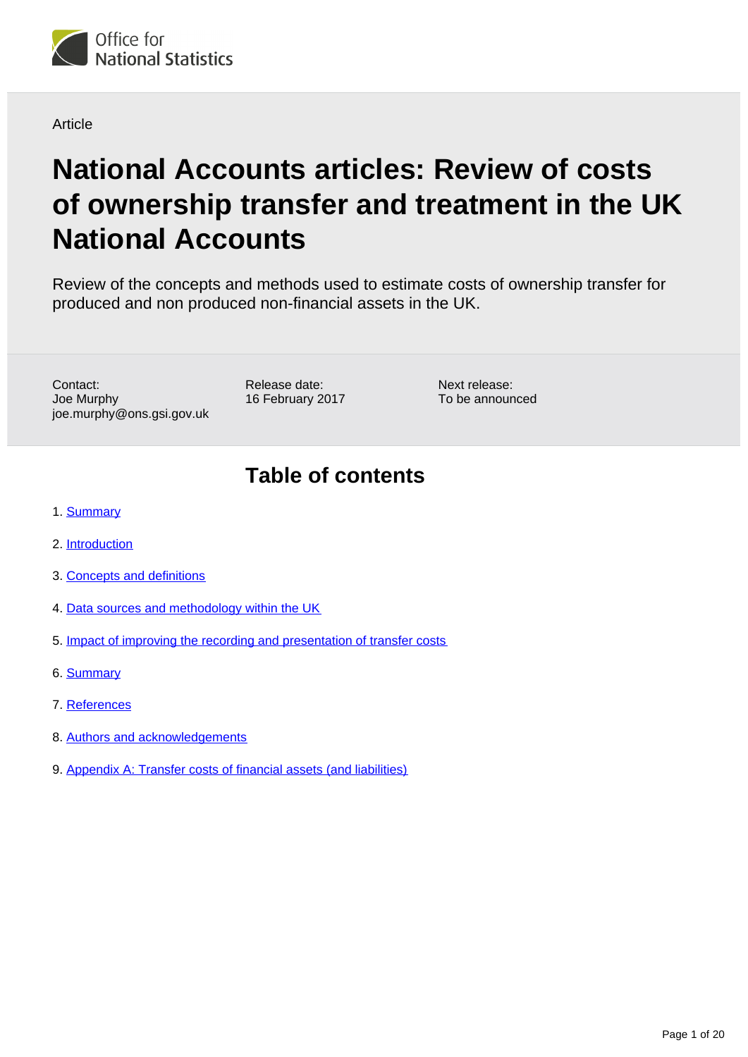Office for National Statistics

Article

# National Accounts articles: Review of costs of ownership transfer and treatment in the UK National Accounts

Review of the concepts and methods used to estimate costs of ownership transfer for produced and non produced non-financial assets in the UK.

Contact:
Joe Murphy
joe.murphy@ons.gsi.gov.uk

Release date:
16 February 2017

Next release:
To be announced

## Table of contents

1. Summary
2. Introduction
3. Concepts and definitions
4. Data sources and methodology within the UK
5. Impact of improving the recording and presentation of transfer costs
6. Summary
7. References
8. Authors and acknowledgements
9. Appendix A: Transfer costs of financial assets (and liabilities)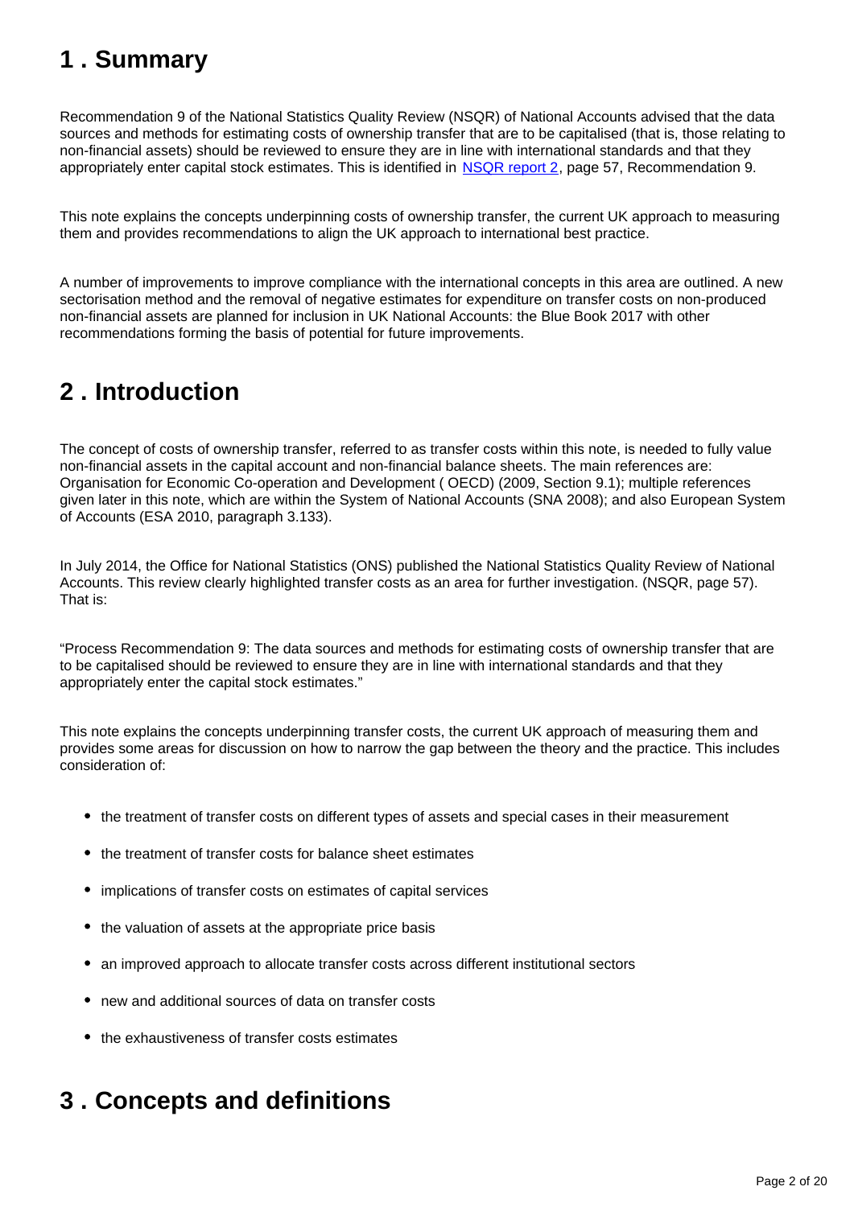## 1 . Summary

Recommendation 9 of the National Statistics Quality Review (NSQR) of National Accounts advised that the data sources and methods for estimating costs of ownership transfer that are to be capitalised (that is, those relating to non-financial assets) should be reviewed to ensure they are in line with international standards and that they appropriately enter capital stock estimates. This is identified in [NSQR report 2](), page 57, Recommendation 9.

This note explains the concepts underpinning costs of ownership transfer, the current UK approach to measuring them and provides recommendations to align the UK approach to international best practice.

A number of improvements to improve compliance with the international concepts in this area are outlined. A new sectorisation method and the removal of negative estimates for expenditure on transfer costs on non-produced non-financial assets are planned for inclusion in UK National Accounts: the Blue Book 2017 with other recommendations forming the basis of potential for future improvements.

## 2 . Introduction

The concept of costs of ownership transfer, referred to as transfer costs within this note, is needed to fully value non-financial assets in the capital account and non-financial balance sheets. The main references are: Organisation for Economic Co-operation and Development ( OECD) (2009, Section 9.1); multiple references given later in this note, which are within the System of National Accounts (SNA 2008); and also European System of Accounts (ESA 2010, paragraph 3.133).

In July 2014, the Office for National Statistics (ONS) published the National Statistics Quality Review of National Accounts. This review clearly highlighted transfer costs as an area for further investigation. (NSQR, page 57). That is:

"Process Recommendation 9: The data sources and methods for estimating costs of ownership transfer that are to be capitalised should be reviewed to ensure they are in line with international standards and that they appropriately enter the capital stock estimates."

This note explains the concepts underpinning transfer costs, the current UK approach of measuring them and provides some areas for discussion on how to narrow the gap between the theory and the practice. This includes consideration of:

- the treatment of transfer costs on different types of assets and special cases in their measurement
- the treatment of transfer costs for balance sheet estimates
- implications of transfer costs on estimates of capital services
- the valuation of assets at the appropriate price basis
- an improved approach to allocate transfer costs across different institutional sectors
- new and additional sources of data on transfer costs
- the exhaustiveness of transfer costs estimates

## 3 . Concepts and definitions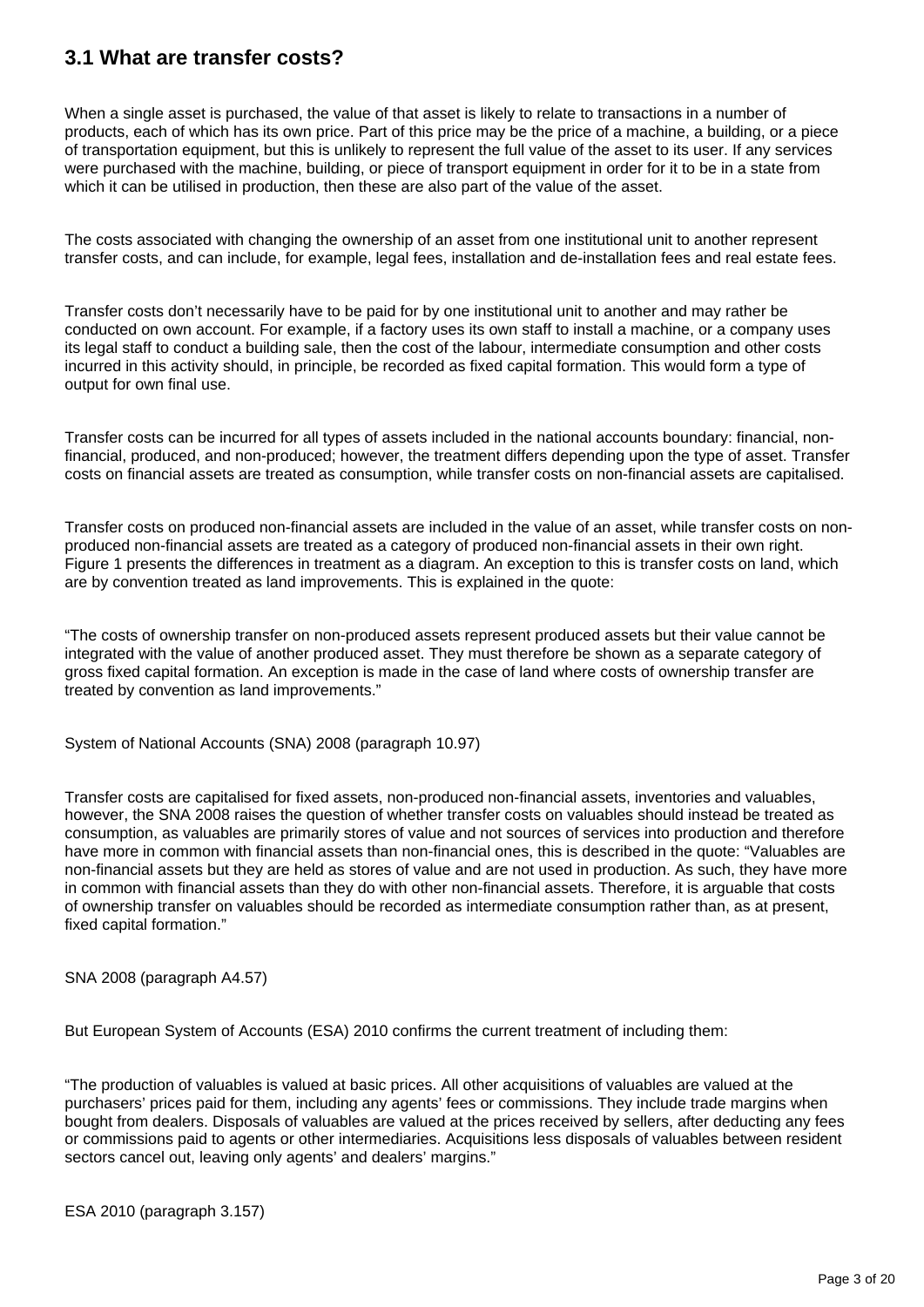## 3.1 What are transfer costs?

When a single asset is purchased, the value of that asset is likely to relate to transactions in a number of products, each of which has its own price. Part of this price may be the price of a machine, a building, or a piece of transportation equipment, but this is unlikely to represent the full value of the asset to its user. If any services were purchased with the machine, building, or piece of transport equipment in order for it to be in a state from which it can be utilised in production, then these are also part of the value of the asset.

The costs associated with changing the ownership of an asset from one institutional unit to another represent transfer costs, and can include, for example, legal fees, installation and de-installation fees and real estate fees.

Transfer costs don't necessarily have to be paid for by one institutional unit to another and may rather be conducted on own account. For example, if a factory uses its own staff to install a machine, or a company uses its legal staff to conduct a building sale, then the cost of the labour, intermediate consumption and other costs incurred in this activity should, in principle, be recorded as fixed capital formation. This would form a type of output for own final use.

Transfer costs can be incurred for all types of assets included in the national accounts boundary: financial, non-financial, produced, and non-produced; however, the treatment differs depending upon the type of asset. Transfer costs on financial assets are treated as consumption, while transfer costs on non-financial assets are capitalised.

Transfer costs on produced non-financial assets are included in the value of an asset, while transfer costs on non-produced non-financial assets are treated as a category of produced non-financial assets in their own right. Figure 1 presents the differences in treatment as a diagram. An exception to this is transfer costs on land, which are by convention treated as land improvements. This is explained in the quote:

"The costs of ownership transfer on non-produced assets represent produced assets but their value cannot be integrated with the value of another produced asset. They must therefore be shown as a separate category of gross fixed capital formation. An exception is made in the case of land where costs of ownership transfer are treated by convention as land improvements."

System of National Accounts (SNA) 2008 (paragraph 10.97)

Transfer costs are capitalised for fixed assets, non-produced non-financial assets, inventories and valuables, however, the SNA 2008 raises the question of whether transfer costs on valuables should instead be treated as consumption, as valuables are primarily stores of value and not sources of services into production and therefore have more in common with financial assets than non-financial ones, this is described in the quote: "Valuables are non-financial assets but they are held as stores of value and are not used in production. As such, they have more in common with financial assets than they do with other non-financial assets. Therefore, it is arguable that costs of ownership transfer on valuables should be recorded as intermediate consumption rather than, as at present, fixed capital formation."

SNA 2008 (paragraph A4.57)

But European System of Accounts (ESA) 2010 confirms the current treatment of including them:

"The production of valuables is valued at basic prices. All other acquisitions of valuables are valued at the purchasers' prices paid for them, including any agents' fees or commissions. They include trade margins when bought from dealers. Disposals of valuables are valued at the prices received by sellers, after deducting any fees or commissions paid to agents or other intermediaries. Acquisitions less disposals of valuables between resident sectors cancel out, leaving only agents' and dealers' margins."

ESA 2010 (paragraph 3.157)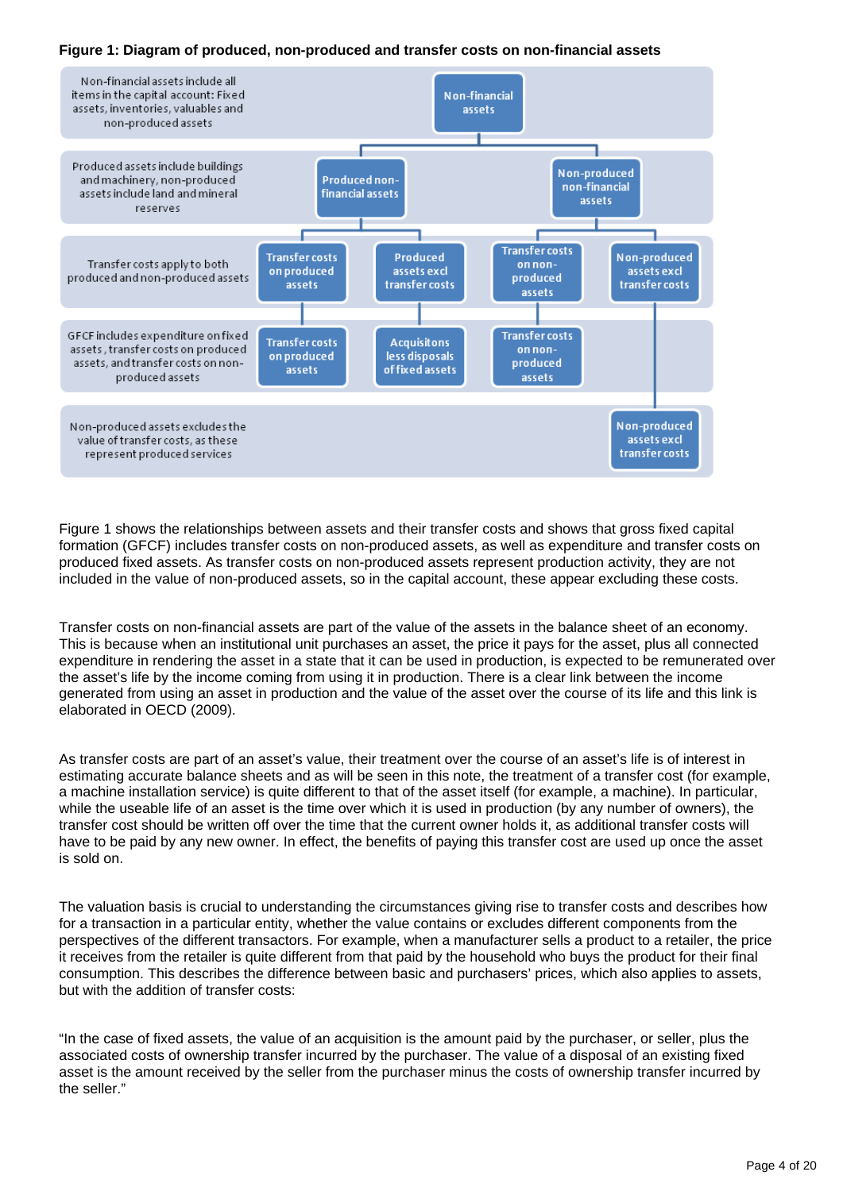**Figure 1: Diagram of produced, non-produced and transfer costs on non-financial assets**

Non-financial assets include all items in the capital account: Fixed assets, inventories, valuables and non-produced assets

Non-financial assets

Produced assets include buildings and machinery, non-produced assets include land and mineral reserves

Produced non-financial assets

Non-produced non-financial assets

Transfer costs apply to both produced and non-produced assets

Transfer costs on produced assets

Produced assets excl transfer costs

Transfer costs on non-produced assets

Non-produced assets excl transfer costs

GFCF includes expenditure on fixed assets, transfer costs on produced assets, and transfer costs on non-produced assets

Transfer costs on produced assets

Acquisitons less disposals of fixed assets

Transfer costs on non-produced assets

Non-produced assets excludes the value of transfer costs, as these represent produced services

Non-produced assets excl transfer costs

Figure 1 shows the relationships between assets and their transfer costs and shows that gross fixed capital formation (GFCF) includes transfer costs on non-produced assets, as well as expenditure and transfer costs on produced fixed assets. As transfer costs on non-produced assets represent production activity, they are not included in the value of non-produced assets, so in the capital account, these appear excluding these costs.

Transfer costs on non-financial assets are part of the value of the assets in the balance sheet of an economy. This is because when an institutional unit purchases an asset, the price it pays for the asset, plus all connected expenditure in rendering the asset in a state that it can be used in production, is expected to be remunerated over the asset's life by the income coming from using it in production. There is a clear link between the income generated from using an asset in production and the value of the asset over the course of its life and this link is elaborated in OECD (2009).

As transfer costs are part of an asset's value, their treatment over the course of an asset's life is of interest in estimating accurate balance sheets and as will be seen in this note, the treatment of a transfer cost (for example, a machine installation service) is quite different to that of the asset itself (for example, a machine). In particular, while the useable life of an asset is the time over which it is used in production (by any number of owners), the transfer cost should be written off over the time that the current owner holds it, as additional transfer costs will have to be paid by any new owner. In effect, the benefits of paying this transfer cost are used up once the asset is sold on.

The valuation basis is crucial to understanding the circumstances giving rise to transfer costs and describes how for a transaction in a particular entity, whether the value contains or excludes different components from the perspectives of the different transactors. For example, when a manufacturer sells a product to a retailer, the price it receives from the retailer is quite different from that paid by the household who buys the product for their final consumption. This describes the difference between basic and purchasers' prices, which also applies to assets, but with the addition of transfer costs:

"In the case of fixed assets, the value of an acquisition is the amount paid by the purchaser, or seller, plus the associated costs of ownership transfer incurred by the purchaser. The value of a disposal of an existing fixed asset is the amount received by the seller from the purchaser minus the costs of ownership transfer incurred by the seller."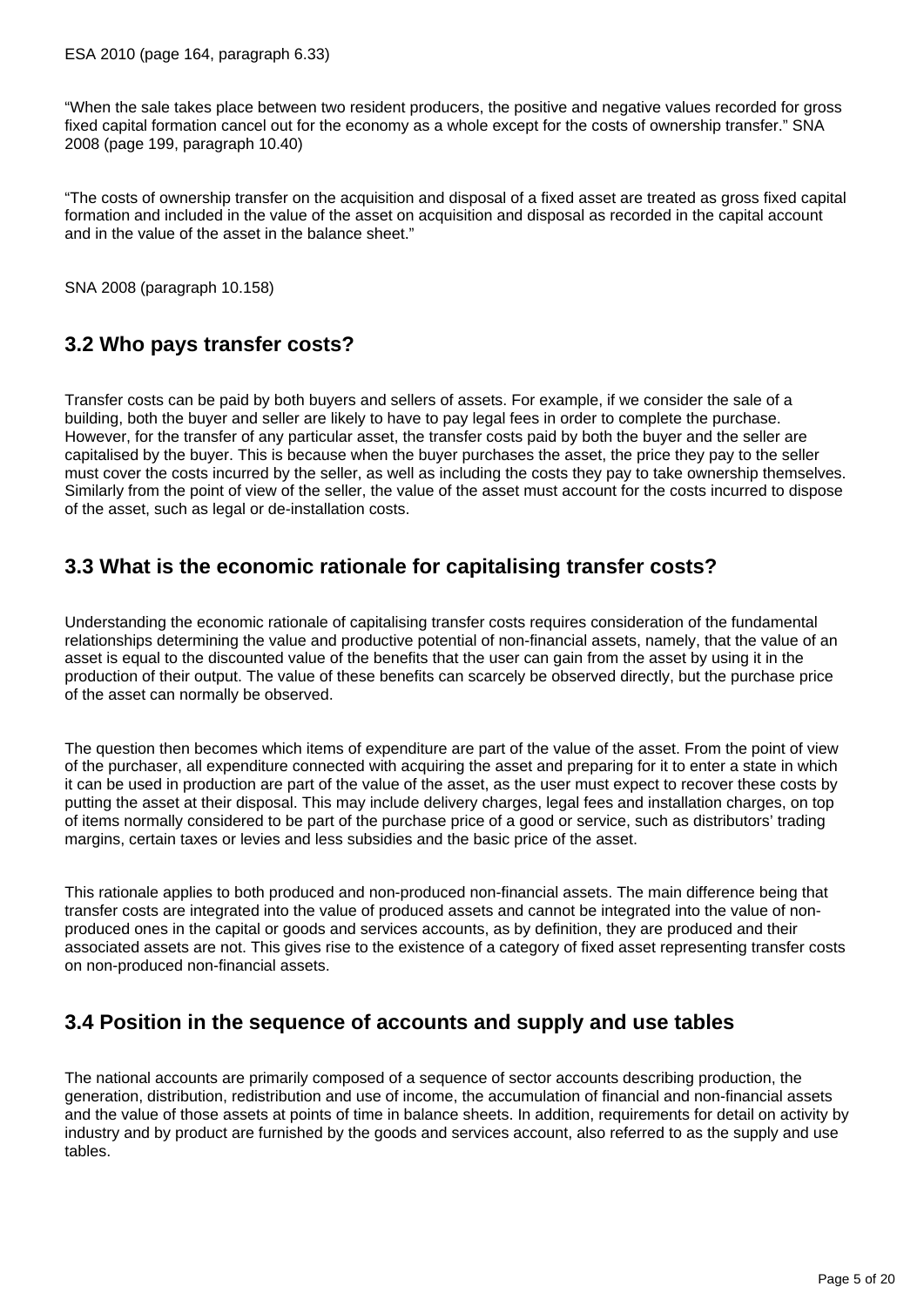ESA 2010 (page 164, paragraph 6.33)

“When the sale takes place between two resident producers, the positive and negative values recorded for gross fixed capital formation cancel out for the economy as a whole except for the costs of ownership transfer.” SNA 2008 (page 199, paragraph 10.40)

“The costs of ownership transfer on the acquisition and disposal of a fixed asset are treated as gross fixed capital formation and included in the value of the asset on acquisition and disposal as recorded in the capital account and in the value of the asset in the balance sheet.”

SNA 2008 (paragraph 10.158)

## 3.2 Who pays transfer costs?

Transfer costs can be paid by both buyers and sellers of assets. For example, if we consider the sale of a building, both the buyer and seller are likely to have to pay legal fees in order to complete the purchase. However, for the transfer of any particular asset, the transfer costs paid by both the buyer and the seller are capitalised by the buyer. This is because when the buyer purchases the asset, the price they pay to the seller must cover the costs incurred by the seller, as well as including the costs they pay to take ownership themselves. Similarly from the point of view of the seller, the value of the asset must account for the costs incurred to dispose of the asset, such as legal or de-installation costs.

## 3.3 What is the economic rationale for capitalising transfer costs?

Understanding the economic rationale of capitalising transfer costs requires consideration of the fundamental relationships determining the value and productive potential of non-financial assets, namely, that the value of an asset is equal to the discounted value of the benefits that the user can gain from the asset by using it in the production of their output. The value of these benefits can scarcely be observed directly, but the purchase price of the asset can normally be observed.

The question then becomes which items of expenditure are part of the value of the asset. From the point of view of the purchaser, all expenditure connected with acquiring the asset and preparing for it to enter a state in which it can be used in production are part of the value of the asset, as the user must expect to recover these costs by putting the asset at their disposal. This may include delivery charges, legal fees and installation charges, on top of items normally considered to be part of the purchase price of a good or service, such as distributors’ trading margins, certain taxes or levies and less subsidies and the basic price of the asset.

This rationale applies to both produced and non-produced non-financial assets. The main difference being that transfer costs are integrated into the value of produced assets and cannot be integrated into the value of non-produced ones in the capital or goods and services accounts, as by definition, they are produced and their associated assets are not. This gives rise to the existence of a category of fixed asset representing transfer costs on non-produced non-financial assets.

## 3.4 Position in the sequence of accounts and supply and use tables

The national accounts are primarily composed of a sequence of sector accounts describing production, the generation, distribution, redistribution and use of income, the accumulation of financial and non-financial assets and the value of those assets at points of time in balance sheets. In addition, requirements for detail on activity by industry and by product are furnished by the goods and services account, also referred to as the supply and use tables.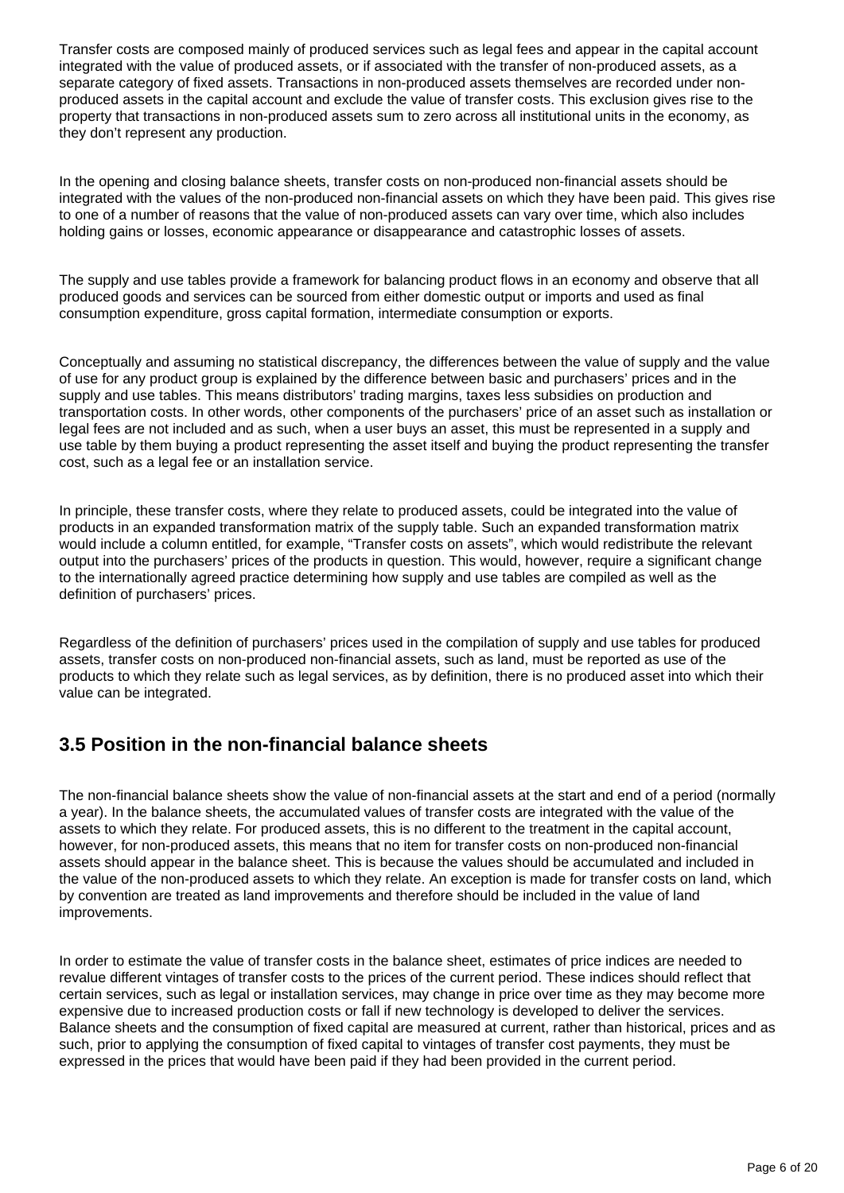Transfer costs are composed mainly of produced services such as legal fees and appear in the capital account integrated with the value of produced assets, or if associated with the transfer of non-produced assets, as a separate category of fixed assets. Transactions in non-produced assets themselves are recorded under non-produced assets in the capital account and exclude the value of transfer costs. This exclusion gives rise to the property that transactions in non-produced assets sum to zero across all institutional units in the economy, as they don't represent any production.

In the opening and closing balance sheets, transfer costs on non-produced non-financial assets should be integrated with the values of the non-produced non-financial assets on which they have been paid. This gives rise to one of a number of reasons that the value of non-produced assets can vary over time, which also includes holding gains or losses, economic appearance or disappearance and catastrophic losses of assets.

The supply and use tables provide a framework for balancing product flows in an economy and observe that all produced goods and services can be sourced from either domestic output or imports and used as final consumption expenditure, gross capital formation, intermediate consumption or exports.

Conceptually and assuming no statistical discrepancy, the differences between the value of supply and the value of use for any product group is explained by the difference between basic and purchasers' prices and in the supply and use tables. This means distributors' trading margins, taxes less subsidies on production and transportation costs. In other words, other components of the purchasers' price of an asset such as installation or legal fees are not included and as such, when a user buys an asset, this must be represented in a supply and use table by them buying a product representing the asset itself and buying the product representing the transfer cost, such as a legal fee or an installation service.

In principle, these transfer costs, where they relate to produced assets, could be integrated into the value of products in an expanded transformation matrix of the supply table. Such an expanded transformation matrix would include a column entitled, for example, "Transfer costs on assets", which would redistribute the relevant output into the purchasers' prices of the products in question. This would, however, require a significant change to the internationally agreed practice determining how supply and use tables are compiled as well as the definition of purchasers' prices.

Regardless of the definition of purchasers' prices used in the compilation of supply and use tables for produced assets, transfer costs on non-produced non-financial assets, such as land, must be reported as use of the products to which they relate such as legal services, as by definition, there is no produced asset into which their value can be integrated.

## 3.5 Position in the non-financial balance sheets

The non-financial balance sheets show the value of non-financial assets at the start and end of a period (normally a year). In the balance sheets, the accumulated values of transfer costs are integrated with the value of the assets to which they relate. For produced assets, this is no different to the treatment in the capital account, however, for non-produced assets, this means that no item for transfer costs on non-produced non-financial assets should appear in the balance sheet. This is because the values should be accumulated and included in the value of the non-produced assets to which they relate. An exception is made for transfer costs on land, which by convention are treated as land improvements and therefore should be included in the value of land improvements.

In order to estimate the value of transfer costs in the balance sheet, estimates of price indices are needed to revalue different vintages of transfer costs to the prices of the current period. These indices should reflect that certain services, such as legal or installation services, may change in price over time as they may become more expensive due to increased production costs or fall if new technology is developed to deliver the services. Balance sheets and the consumption of fixed capital are measured at current, rather than historical, prices and as such, prior to applying the consumption of fixed capital to vintages of transfer cost payments, they must be expressed in the prices that would have been paid if they had been provided in the current period.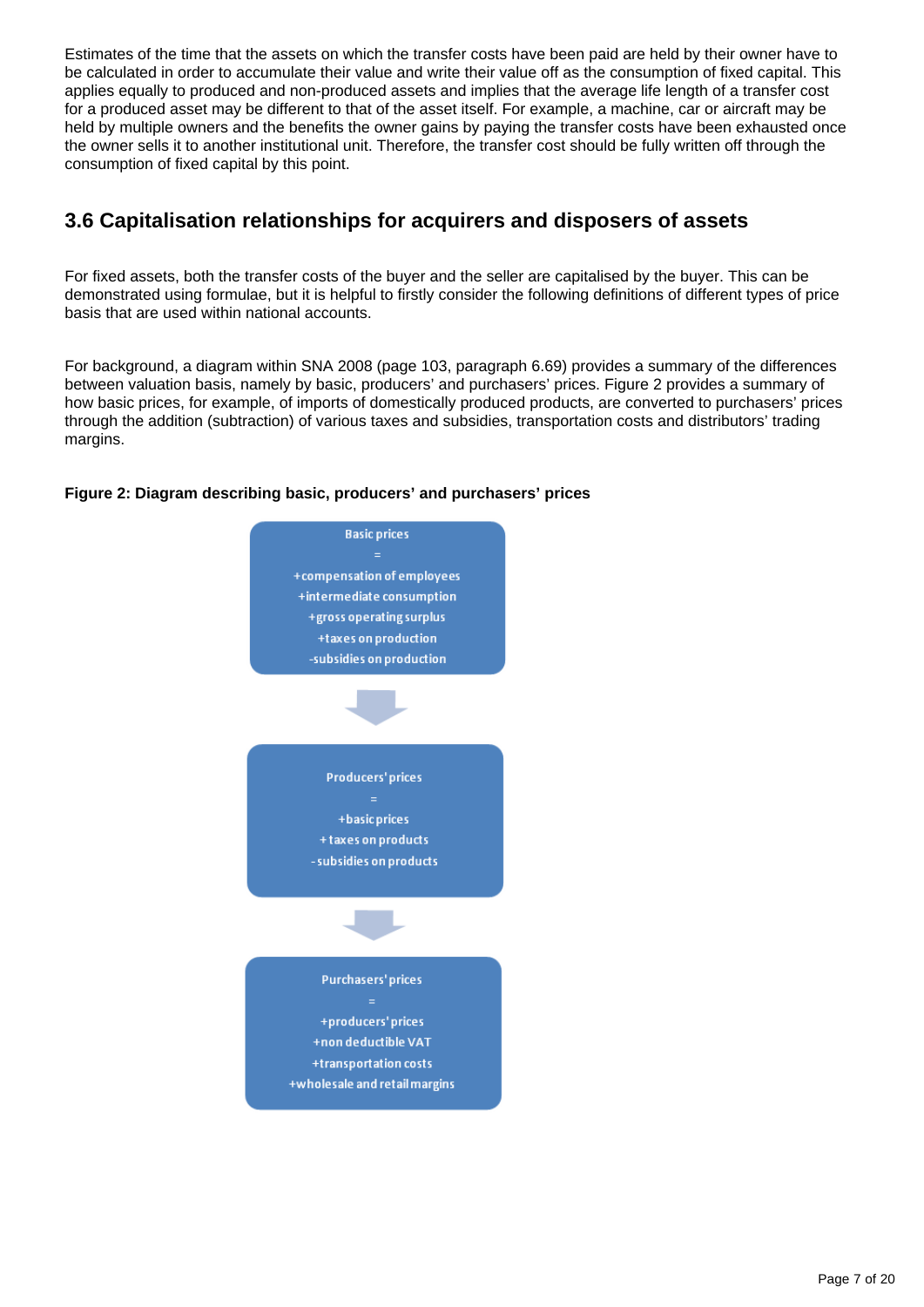Estimates of the time that the assets on which the transfer costs have been paid are held by their owner have to be calculated in order to accumulate their value and write their value off as the consumption of fixed capital. This applies equally to produced and non-produced assets and implies that the average life length of a transfer cost for a produced asset may be different to that of the asset itself. For example, a machine, car or aircraft may be held by multiple owners and the benefits the owner gains by paying the transfer costs have been exhausted once the owner sells it to another institutional unit. Therefore, the transfer cost should be fully written off through the consumption of fixed capital by this point.

## 3.6 Capitalisation relationships for acquirers and disposers of assets

For fixed assets, both the transfer costs of the buyer and the seller are capitalised by the buyer. This can be demonstrated using formulae, but it is helpful to firstly consider the following definitions of different types of price basis that are used within national accounts.

For background, a diagram within SNA 2008 (page 103, paragraph 6.69) provides a summary of the differences between valuation basis, namely by basic, producers' and purchasers' prices. Figure 2 provides a summary of how basic prices, for example, of imports of domestically produced products, are converted to purchasers' prices through the addition (subtraction) of various taxes and subsidies, transportation costs and distributors' trading margins.

**Figure 2: Diagram describing basic, producers' and purchasers' prices**

Basic prices
=
+compensation of employees
+intermediate consumption
+gross operating surplus
+taxes on production
-subsidies on production

Producers' prices
=
+basic prices
+taxes on products
-subsidies on products

Purchasers' prices
=
+producers' prices
+non deductible VAT
+transportation costs
+wholesale and retail margins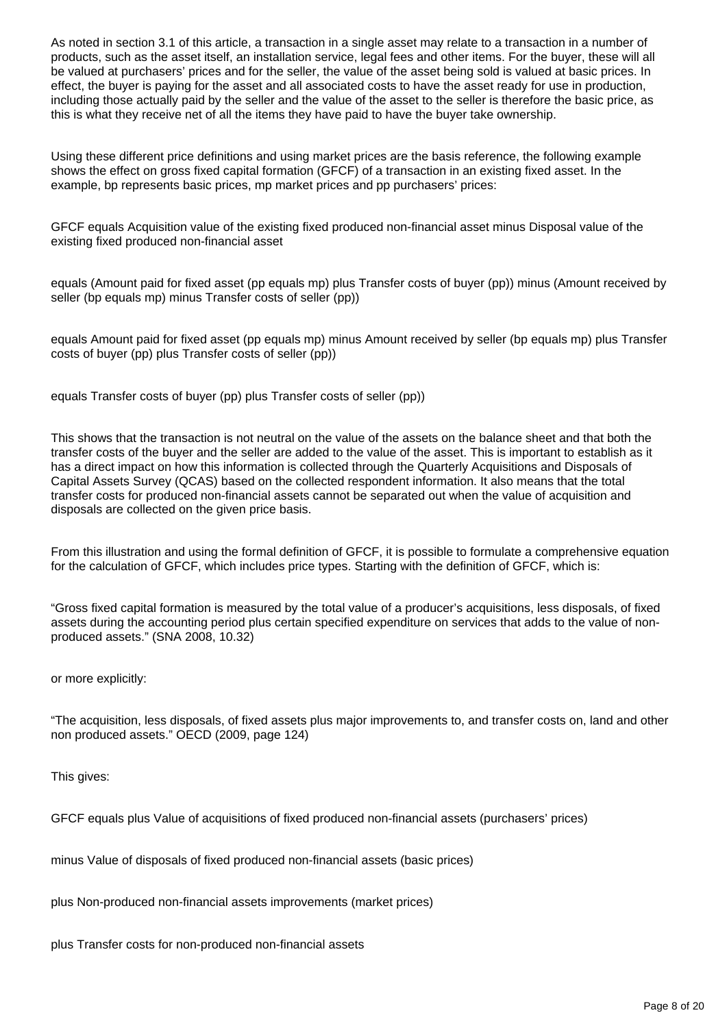As noted in section 3.1 of this article, a transaction in a single asset may relate to a transaction in a number of products, such as the asset itself, an installation service, legal fees and other items. For the buyer, these will all be valued at purchasers' prices and for the seller, the value of the asset being sold is valued at basic prices. In effect, the buyer is paying for the asset and all associated costs to have the asset ready for use in production, including those actually paid by the seller and the value of the asset to the seller is therefore the basic price, as this is what they receive net of all the items they have paid to have the buyer take ownership.

Using these different price definitions and using market prices are the basis reference, the following example shows the effect on gross fixed capital formation (GFCF) of a transaction in an existing fixed asset. In the example, bp represents basic prices, mp market prices and pp purchasers' prices:

GFCF equals Acquisition value of the existing fixed produced non-financial asset minus Disposal value of the existing fixed produced non-financial asset

equals (Amount paid for fixed asset (pp equals mp) plus Transfer costs of buyer (pp)) minus (Amount received by seller (bp equals mp) minus Transfer costs of seller (pp))

equals Amount paid for fixed asset (pp equals mp) minus Amount received by seller (bp equals mp) plus Transfer costs of buyer (pp) plus Transfer costs of seller (pp))

equals Transfer costs of buyer (pp) plus Transfer costs of seller (pp))

This shows that the transaction is not neutral on the value of the assets on the balance sheet and that both the transfer costs of the buyer and the seller are added to the value of the asset. This is important to establish as it has a direct impact on how this information is collected through the Quarterly Acquisitions and Disposals of Capital Assets Survey (QCAS) based on the collected respondent information. It also means that the total transfer costs for produced non-financial assets cannot be separated out when the value of acquisition and disposals are collected on the given price basis.

From this illustration and using the formal definition of GFCF, it is possible to formulate a comprehensive equation for the calculation of GFCF, which includes price types. Starting with the definition of GFCF, which is:

"Gross fixed capital formation is measured by the total value of a producer's acquisitions, less disposals, of fixed assets during the accounting period plus certain specified expenditure on services that adds to the value of non-produced assets." (SNA 2008, 10.32)

or more explicitly:

"The acquisition, less disposals, of fixed assets plus major improvements to, and transfer costs on, land and other non produced assets." OECD (2009, page 124)

This gives:

GFCF equals plus Value of acquisitions of fixed produced non-financial assets (purchasers' prices)

minus Value of disposals of fixed produced non-financial assets (basic prices)

plus Non-produced non-financial assets improvements (market prices)

plus Transfer costs for non-produced non-financial assets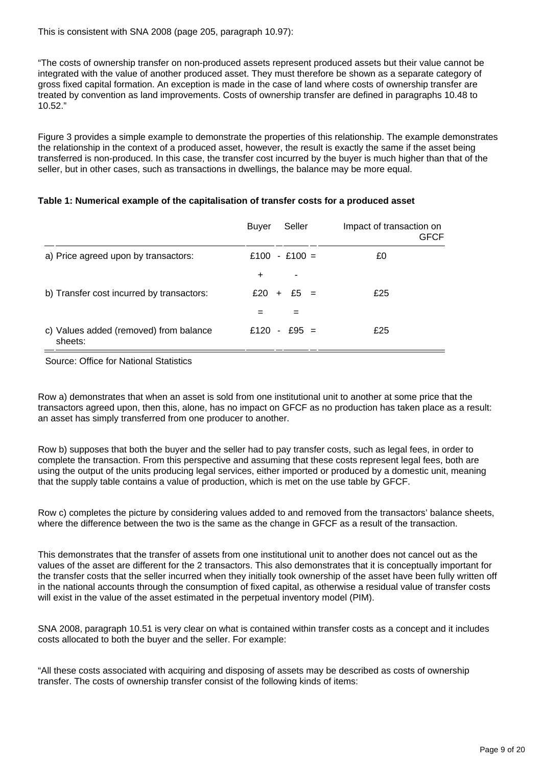This is consistent with SNA 2008 (page 205, paragraph 10.97):

"The costs of ownership transfer on non-produced assets represent produced assets but their value cannot be integrated with the value of another produced asset. They must therefore be shown as a separate category of gross fixed capital formation. An exception is made in the case of land where costs of ownership transfer are treated by convention as land improvements. Costs of ownership transfer are defined in paragraphs 10.48 to 10.52."

Figure 3 provides a simple example to demonstrate the properties of this relationship. The example demonstrates the relationship in the context of a produced asset, however, the result is exactly the same if the asset being transferred is non-produced. In this case, the transfer cost incurred by the buyer is much higher than that of the seller, but in other cases, such as transactions in dwellings, the balance may be more equal.

**Table 1: Numerical example of the capitalisation of transfer costs for a produced asset**

| | Buyer | | Seller | | Impact of transaction on GFCF |
|---|---|---|---|---|---|
| a) Price agreed upon by transactors: | £100 | - | £100 | = | £0 |
| | + | | - | | |
| b) Transfer cost incurred by transactors: | £20 | + | £5 | = | £25 |
| | = | | = | | |
| c) Values added (removed) from balance sheets: | £120 | - | £95 | = | £25 |

Source: Office for National Statistics

Row a) demonstrates that when an asset is sold from one institutional unit to another at some price that the transactors agreed upon, then this, alone, has no impact on GFCF as no production has taken place as a result: an asset has simply transferred from one producer to another.

Row b) supposes that both the buyer and the seller had to pay transfer costs, such as legal fees, in order to complete the transaction. From this perspective and assuming that these costs represent legal fees, both are using the output of the units producing legal services, either imported or produced by a domestic unit, meaning that the supply table contains a value of production, which is met on the use table by GFCF.

Row c) completes the picture by considering values added to and removed from the transactors' balance sheets, where the difference between the two is the same as the change in GFCF as a result of the transaction.

This demonstrates that the transfer of assets from one institutional unit to another does not cancel out as the values of the asset are different for the 2 transactors. This also demonstrates that it is conceptually important for the transfer costs that the seller incurred when they initially took ownership of the asset have been fully written off in the national accounts through the consumption of fixed capital, as otherwise a residual value of transfer costs will exist in the value of the asset estimated in the perpetual inventory model (PIM).

SNA 2008, paragraph 10.51 is very clear on what is contained within transfer costs as a concept and it includes costs allocated to both the buyer and the seller. For example:

"All these costs associated with acquiring and disposing of assets may be described as costs of ownership transfer. The costs of ownership transfer consist of the following kinds of items: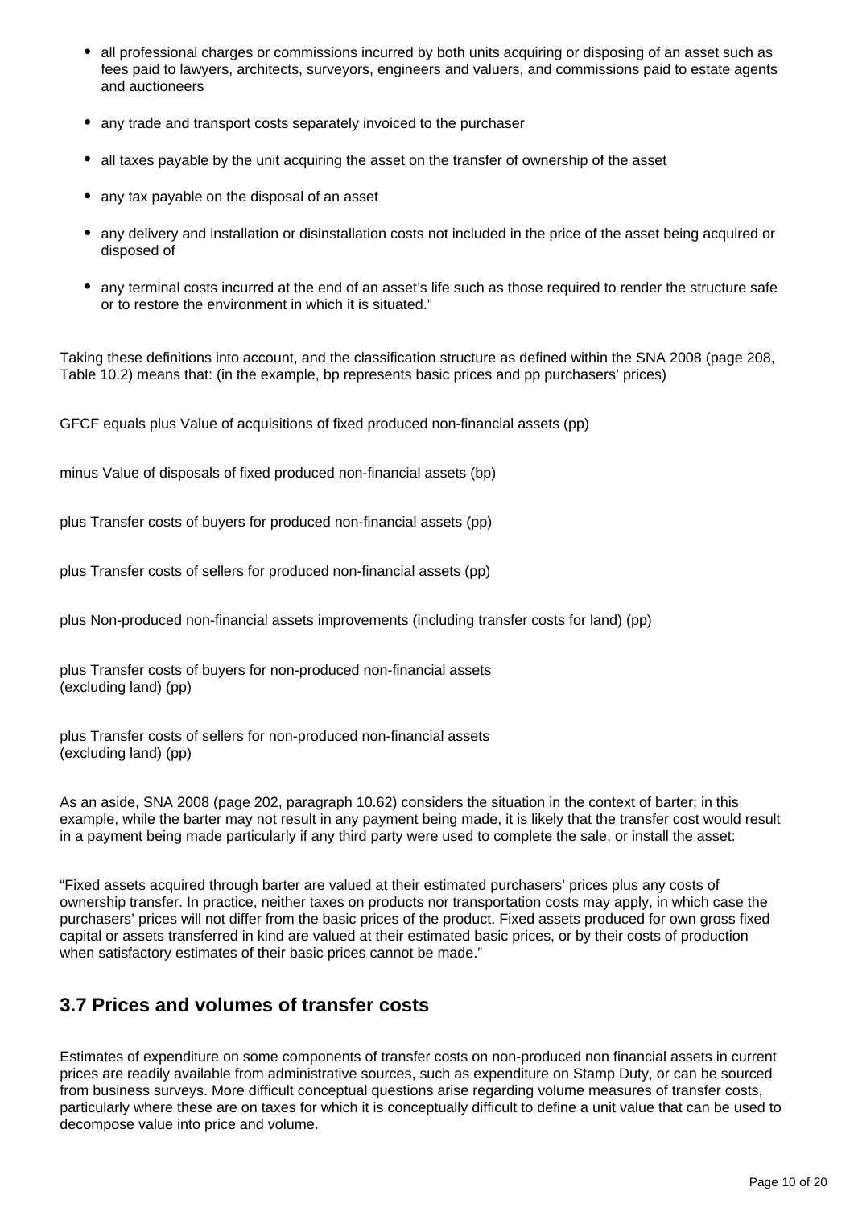- all professional charges or commissions incurred by both units acquiring or disposing of an asset such as fees paid to lawyers, architects, surveyors, engineers and valuers, and commissions paid to estate agents and auctioneers
- any trade and transport costs separately invoiced to the purchaser
- all taxes payable by the unit acquiring the asset on the transfer of ownership of the asset
- any tax payable on the disposal of an asset
- any delivery and installation or disinstallation costs not included in the price of the asset being acquired or disposed of
- any terminal costs incurred at the end of an asset's life such as those required to render the structure safe or to restore the environment in which it is situated."

Taking these definitions into account, and the classification structure as defined within the SNA 2008 (page 208, Table 10.2) means that: (in the example, bp represents basic prices and pp purchasers' prices)

GFCF equals plus Value of acquisitions of fixed produced non-financial assets (pp)

minus Value of disposals of fixed produced non-financial assets (bp)

plus Transfer costs of buyers for produced non-financial assets (pp)

plus Transfer costs of sellers for produced non-financial assets (pp)

plus Non-produced non-financial assets improvements (including transfer costs for land) (pp)

plus Transfer costs of buyers for non-produced non-financial assets
(excluding land) (pp)

plus Transfer costs of sellers for non-produced non-financial assets
(excluding land) (pp)

As an aside, SNA 2008 (page 202, paragraph 10.62) considers the situation in the context of barter; in this example, while the barter may not result in any payment being made, it is likely that the transfer cost would result in a payment being made particularly if any third party were used to complete the sale, or install the asset:

"Fixed assets acquired through barter are valued at their estimated purchasers' prices plus any costs of ownership transfer. In practice, neither taxes on products nor transportation costs may apply, in which case the purchasers' prices will not differ from the basic prices of the product. Fixed assets produced for own gross fixed capital or assets transferred in kind are valued at their estimated basic prices, or by their costs of production when satisfactory estimates of their basic prices cannot be made."

## 3.7 Prices and volumes of transfer costs

Estimates of expenditure on some components of transfer costs on non-produced non financial assets in current prices are readily available from administrative sources, such as expenditure on Stamp Duty, or can be sourced from business surveys. More difficult conceptual questions arise regarding volume measures of transfer costs, particularly where these are on taxes for which it is conceptually difficult to define a unit value that can be used to decompose value into price and volume.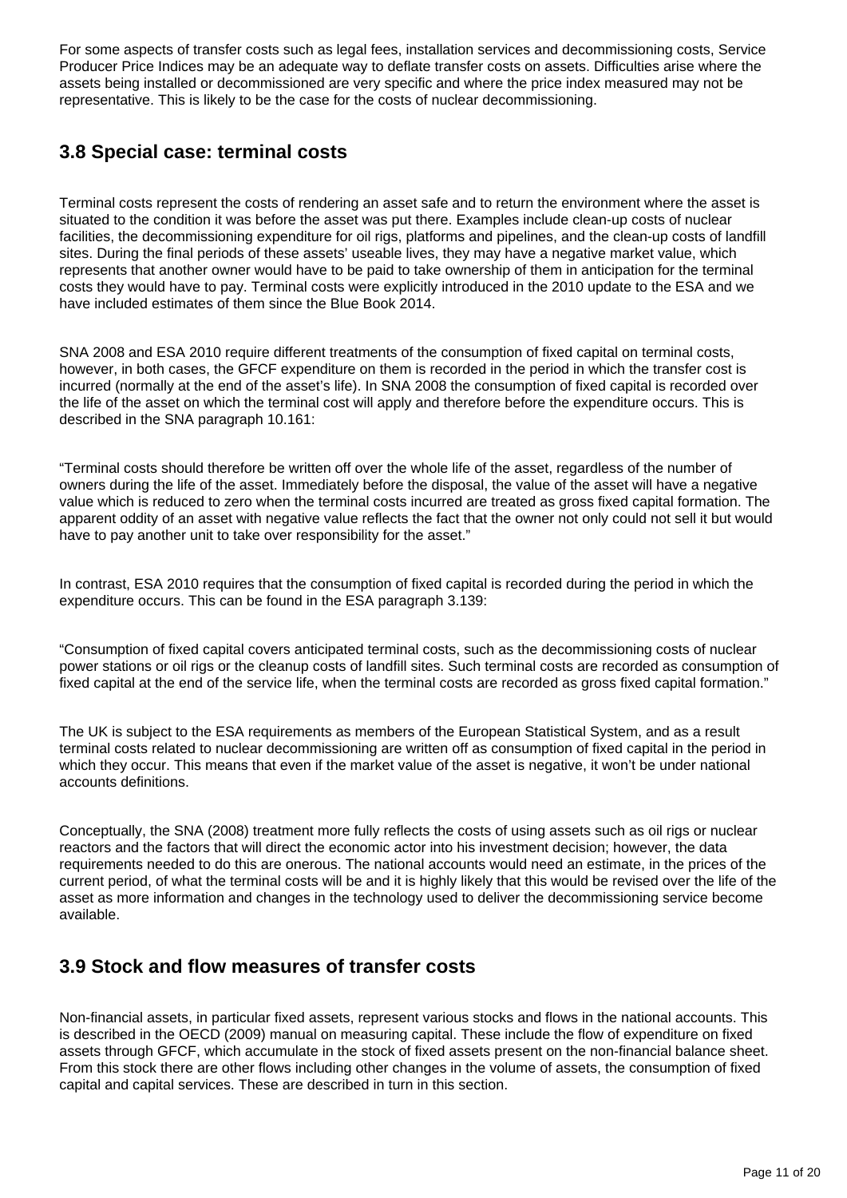For some aspects of transfer costs such as legal fees, installation services and decommissioning costs, Service Producer Price Indices may be an adequate way to deflate transfer costs on assets. Difficulties arise where the assets being installed or decommissioned are very specific and where the price index measured may not be representative. This is likely to be the case for the costs of nuclear decommissioning.

## 3.8 Special case: terminal costs

Terminal costs represent the costs of rendering an asset safe and to return the environment where the asset is situated to the condition it was before the asset was put there. Examples include clean-up costs of nuclear facilities, the decommissioning expenditure for oil rigs, platforms and pipelines, and the clean-up costs of landfill sites. During the final periods of these assets' useable lives, they may have a negative market value, which represents that another owner would have to be paid to take ownership of them in anticipation for the terminal costs they would have to pay. Terminal costs were explicitly introduced in the 2010 update to the ESA and we have included estimates of them since the Blue Book 2014.

SNA 2008 and ESA 2010 require different treatments of the consumption of fixed capital on terminal costs, however, in both cases, the GFCF expenditure on them is recorded in the period in which the transfer cost is incurred (normally at the end of the asset's life). In SNA 2008 the consumption of fixed capital is recorded over the life of the asset on which the terminal cost will apply and therefore before the expenditure occurs. This is described in the SNA paragraph 10.161:

"Terminal costs should therefore be written off over the whole life of the asset, regardless of the number of owners during the life of the asset. Immediately before the disposal, the value of the asset will have a negative value which is reduced to zero when the terminal costs incurred are treated as gross fixed capital formation. The apparent oddity of an asset with negative value reflects the fact that the owner not only could not sell it but would have to pay another unit to take over responsibility for the asset."

In contrast, ESA 2010 requires that the consumption of fixed capital is recorded during the period in which the expenditure occurs. This can be found in the ESA paragraph 3.139:

"Consumption of fixed capital covers anticipated terminal costs, such as the decommissioning costs of nuclear power stations or oil rigs or the cleanup costs of landfill sites. Such terminal costs are recorded as consumption of fixed capital at the end of the service life, when the terminal costs are recorded as gross fixed capital formation."

The UK is subject to the ESA requirements as members of the European Statistical System, and as a result terminal costs related to nuclear decommissioning are written off as consumption of fixed capital in the period in which they occur. This means that even if the market value of the asset is negative, it won't be under national accounts definitions.

Conceptually, the SNA (2008) treatment more fully reflects the costs of using assets such as oil rigs or nuclear reactors and the factors that will direct the economic actor into his investment decision; however, the data requirements needed to do this are onerous. The national accounts would need an estimate, in the prices of the current period, of what the terminal costs will be and it is highly likely that this would be revised over the life of the asset as more information and changes in the technology used to deliver the decommissioning service become available.

## 3.9 Stock and flow measures of transfer costs

Non-financial assets, in particular fixed assets, represent various stocks and flows in the national accounts. This is described in the OECD (2009) manual on measuring capital. These include the flow of expenditure on fixed assets through GFCF, which accumulate in the stock of fixed assets present on the non-financial balance sheet. From this stock there are other flows including other changes in the volume of assets, the consumption of fixed capital and capital services. These are described in turn in this section.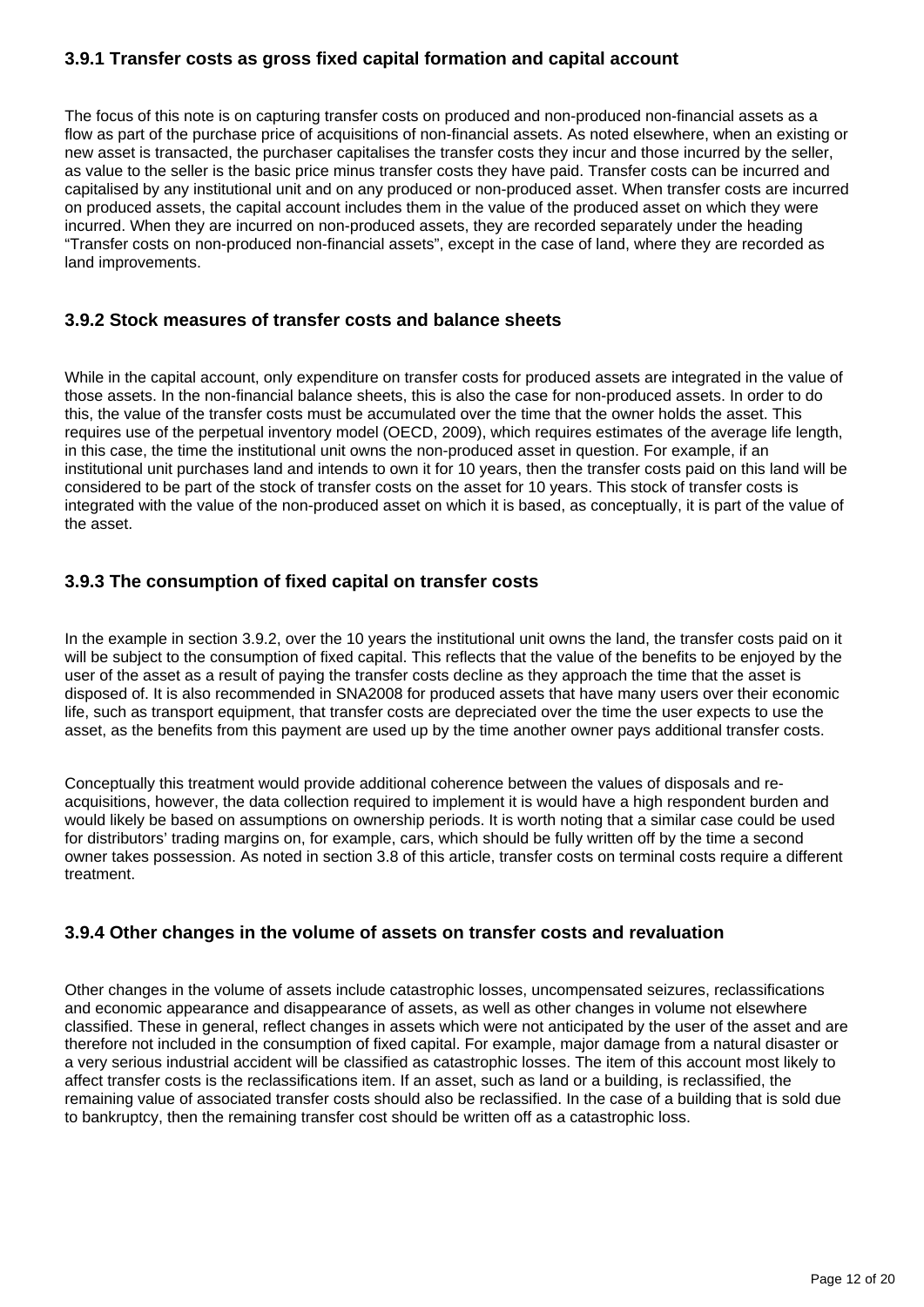### 3.9.1 Transfer costs as gross fixed capital formation and capital account

The focus of this note is on capturing transfer costs on produced and non-produced non-financial assets as a flow as part of the purchase price of acquisitions of non-financial assets. As noted elsewhere, when an existing or new asset is transacted, the purchaser capitalises the transfer costs they incur and those incurred by the seller, as value to the seller is the basic price minus transfer costs they have paid. Transfer costs can be incurred and capitalised by any institutional unit and on any produced or non-produced asset. When transfer costs are incurred on produced assets, the capital account includes them in the value of the produced asset on which they were incurred. When they are incurred on non-produced assets, they are recorded separately under the heading "Transfer costs on non-produced non-financial assets", except in the case of land, where they are recorded as land improvements.

### 3.9.2 Stock measures of transfer costs and balance sheets

While in the capital account, only expenditure on transfer costs for produced assets are integrated in the value of those assets. In the non-financial balance sheets, this is also the case for non-produced assets. In order to do this, the value of the transfer costs must be accumulated over the time that the owner holds the asset. This requires use of the perpetual inventory model (OECD, 2009), which requires estimates of the average life length, in this case, the time the institutional unit owns the non-produced asset in question. For example, if an institutional unit purchases land and intends to own it for 10 years, then the transfer costs paid on this land will be considered to be part of the stock of transfer costs on the asset for 10 years. This stock of transfer costs is integrated with the value of the non-produced asset on which it is based, as conceptually, it is part of the value of the asset.

### 3.9.3 The consumption of fixed capital on transfer costs

In the example in section 3.9.2, over the 10 years the institutional unit owns the land, the transfer costs paid on it will be subject to the consumption of fixed capital. This reflects that the value of the benefits to be enjoyed by the user of the asset as a result of paying the transfer costs decline as they approach the time that the asset is disposed of. It is also recommended in SNA2008 for produced assets that have many users over their economic life, such as transport equipment, that transfer costs are depreciated over the time the user expects to use the asset, as the benefits from this payment are used up by the time another owner pays additional transfer costs.

Conceptually this treatment would provide additional coherence between the values of disposals and re-acquisitions, however, the data collection required to implement it is would have a high respondent burden and would likely be based on assumptions on ownership periods. It is worth noting that a similar case could be used for distributors' trading margins on, for example, cars, which should be fully written off by the time a second owner takes possession. As noted in section 3.8 of this article, transfer costs on terminal costs require a different treatment.

### 3.9.4 Other changes in the volume of assets on transfer costs and revaluation

Other changes in the volume of assets include catastrophic losses, uncompensated seizures, reclassifications and economic appearance and disappearance of assets, as well as other changes in volume not elsewhere classified. These in general, reflect changes in assets which were not anticipated by the user of the asset and are therefore not included in the consumption of fixed capital. For example, major damage from a natural disaster or a very serious industrial accident will be classified as catastrophic losses. The item of this account most likely to affect transfer costs is the reclassifications item. If an asset, such as land or a building, is reclassified, the remaining value of associated transfer costs should also be reclassified. In the case of a building that is sold due to bankruptcy, then the remaining transfer cost should be written off as a catastrophic loss.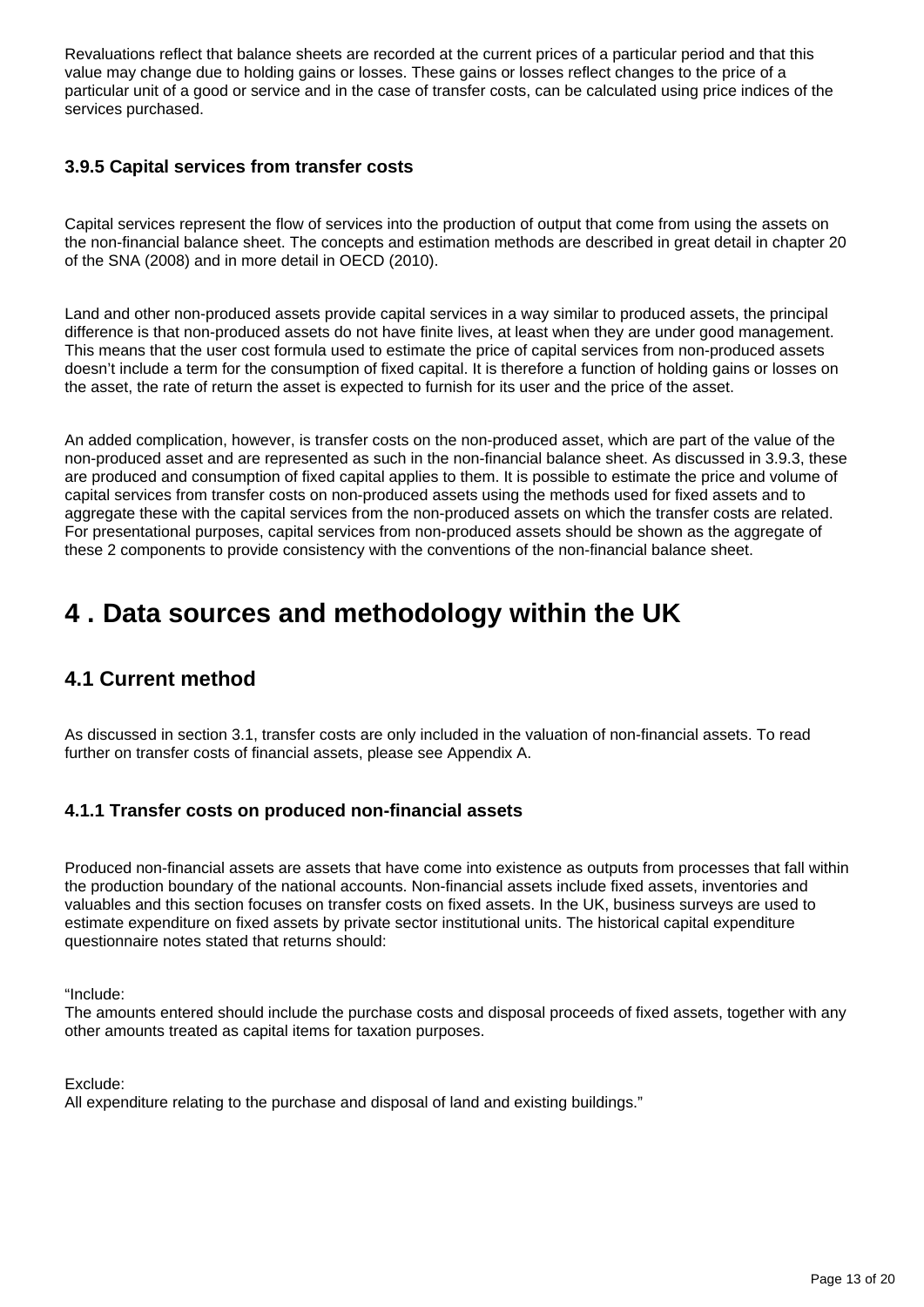Revaluations reflect that balance sheets are recorded at the current prices of a particular period and that this value may change due to holding gains or losses. These gains or losses reflect changes to the price of a particular unit of a good or service and in the case of transfer costs, can be calculated using price indices of the services purchased.

### 3.9.5 Capital services from transfer costs

Capital services represent the flow of services into the production of output that come from using the assets on the non-financial balance sheet. The concepts and estimation methods are described in great detail in chapter 20 of the SNA (2008) and in more detail in OECD (2010).

Land and other non-produced assets provide capital services in a way similar to produced assets, the principal difference is that non-produced assets do not have finite lives, at least when they are under good management. This means that the user cost formula used to estimate the price of capital services from non-produced assets doesn't include a term for the consumption of fixed capital. It is therefore a function of holding gains or losses on the asset, the rate of return the asset is expected to furnish for its user and the price of the asset.

An added complication, however, is transfer costs on the non-produced asset, which are part of the value of the non-produced asset and are represented as such in the non-financial balance sheet. As discussed in 3.9.3, these are produced and consumption of fixed capital applies to them. It is possible to estimate the price and volume of capital services from transfer costs on non-produced assets using the methods used for fixed assets and to aggregate these with the capital services from the non-produced assets on which the transfer costs are related. For presentational purposes, capital services from non-produced assets should be shown as the aggregate of these 2 components to provide consistency with the conventions of the non-financial balance sheet.

# 4 . Data sources and methodology within the UK

## 4.1 Current method

As discussed in section 3.1, transfer costs are only included in the valuation of non-financial assets. To read further on transfer costs of financial assets, please see Appendix A.

### 4.1.1 Transfer costs on produced non-financial assets

Produced non-financial assets are assets that have come into existence as outputs from processes that fall within the production boundary of the national accounts. Non-financial assets include fixed assets, inventories and valuables and this section focuses on transfer costs on fixed assets. In the UK, business surveys are used to estimate expenditure on fixed assets by private sector institutional units. The historical capital expenditure questionnaire notes stated that returns should:

"Include:
The amounts entered should include the purchase costs and disposal proceeds of fixed assets, together with any other amounts treated as capital items for taxation purposes.

Exclude:
All expenditure relating to the purchase and disposal of land and existing buildings."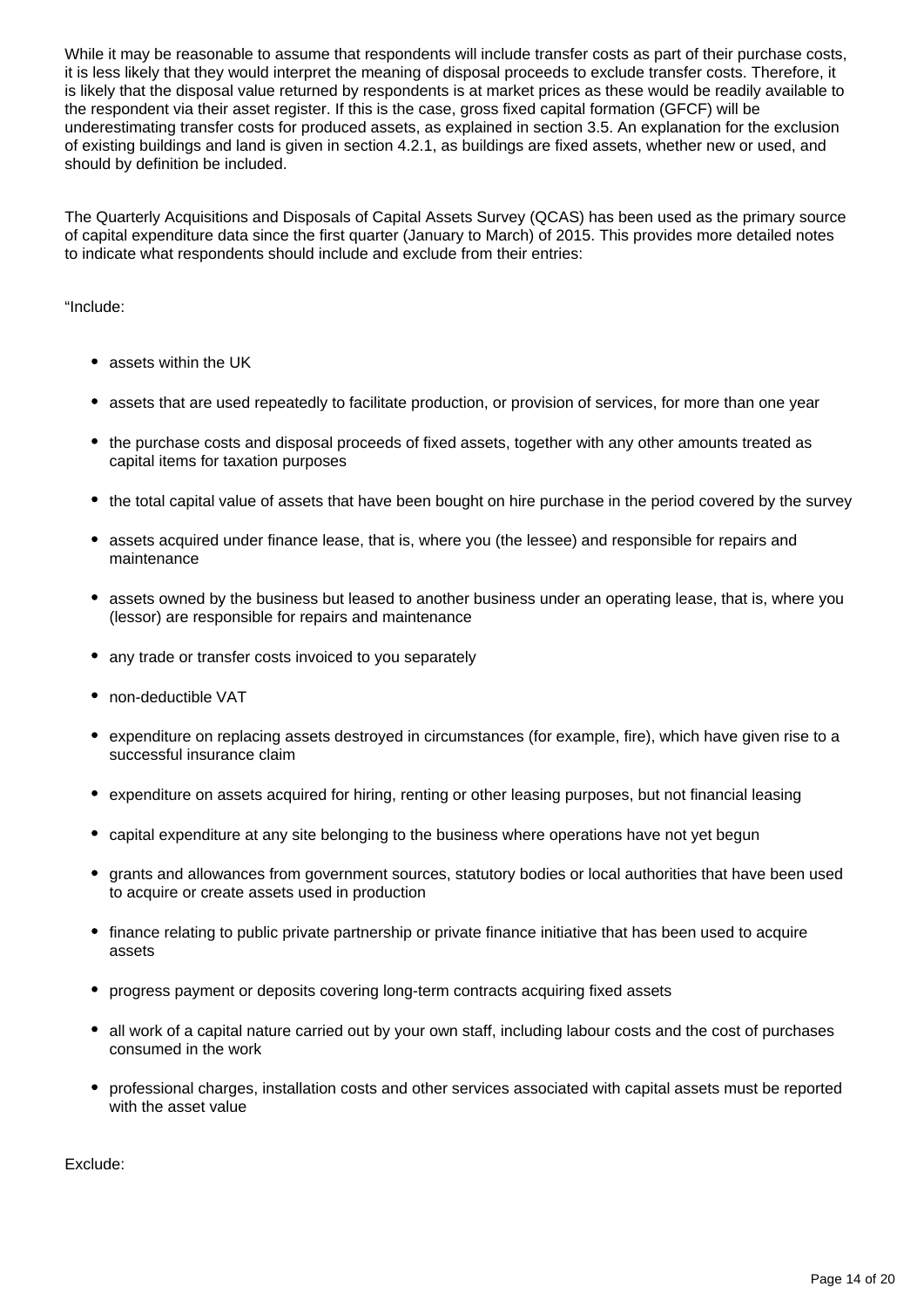While it may be reasonable to assume that respondents will include transfer costs as part of their purchase costs, it is less likely that they would interpret the meaning of disposal proceeds to exclude transfer costs. Therefore, it is likely that the disposal value returned by respondents is at market prices as these would be readily available to the respondent via their asset register. If this is the case, gross fixed capital formation (GFCF) will be underestimating transfer costs for produced assets, as explained in section 3.5. An explanation for the exclusion of existing buildings and land is given in section 4.2.1, as buildings are fixed assets, whether new or used, and should by definition be included.

The Quarterly Acquisitions and Disposals of Capital Assets Survey (QCAS) has been used as the primary source of capital expenditure data since the first quarter (January to March) of 2015. This provides more detailed notes to indicate what respondents should include and exclude from their entries:

“Include:

- assets within the UK
- assets that are used repeatedly to facilitate production, or provision of services, for more than one year
- the purchase costs and disposal proceeds of fixed assets, together with any other amounts treated as capital items for taxation purposes
- the total capital value of assets that have been bought on hire purchase in the period covered by the survey
- assets acquired under finance lease, that is, where you (the lessee) and responsible for repairs and maintenance
- assets owned by the business but leased to another business under an operating lease, that is, where you (lessor) are responsible for repairs and maintenance
- any trade or transfer costs invoiced to you separately
- non-deductible VAT
- expenditure on replacing assets destroyed in circumstances (for example, fire), which have given rise to a successful insurance claim
- expenditure on assets acquired for hiring, renting or other leasing purposes, but not financial leasing
- capital expenditure at any site belonging to the business where operations have not yet begun
- grants and allowances from government sources, statutory bodies or local authorities that have been used to acquire or create assets used in production
- finance relating to public private partnership or private finance initiative that has been used to acquire assets
- progress payment or deposits covering long-term contracts acquiring fixed assets
- all work of a capital nature carried out by your own staff, including labour costs and the cost of purchases consumed in the work
- professional charges, installation costs and other services associated with capital assets must be reported with the asset value

Exclude: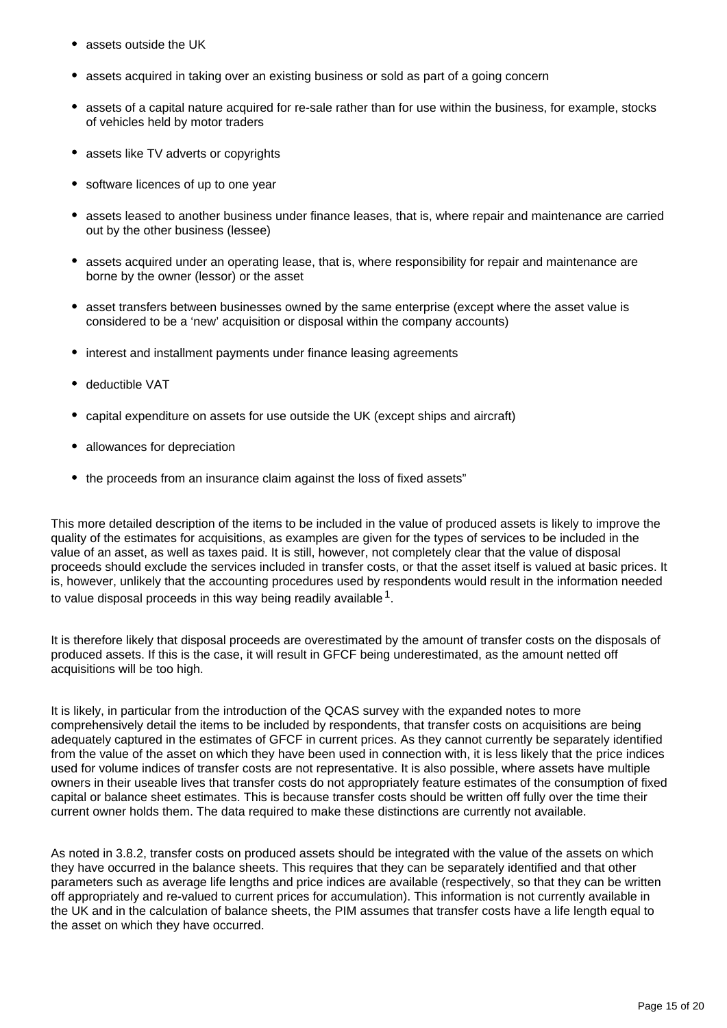- assets outside the UK
- assets acquired in taking over an existing business or sold as part of a going concern
- assets of a capital nature acquired for re-sale rather than for use within the business, for example, stocks of vehicles held by motor traders
- assets like TV adverts or copyrights
- software licences of up to one year
- assets leased to another business under finance leases, that is, where repair and maintenance are carried out by the other business (lessee)
- assets acquired under an operating lease, that is, where responsibility for repair and maintenance are borne by the owner (lessor) or the asset
- asset transfers between businesses owned by the same enterprise (except where the asset value is considered to be a 'new' acquisition or disposal within the company accounts)
- interest and installment payments under finance leasing agreements
- deductible VAT
- capital expenditure on assets for use outside the UK (except ships and aircraft)
- allowances for depreciation
- the proceeds from an insurance claim against the loss of fixed assets"

This more detailed description of the items to be included in the value of produced assets is likely to improve the quality of the estimates for acquisitions, as examples are given for the types of services to be included in the value of an asset, as well as taxes paid. It is still, however, not completely clear that the value of disposal proceeds should exclude the services included in transfer costs, or that the asset itself is valued at basic prices. It is, however, unlikely that the accounting procedures used by respondents would result in the information needed to value disposal proceeds in this way being readily available[1].

It is therefore likely that disposal proceeds are overestimated by the amount of transfer costs on the disposals of produced assets. If this is the case, it will result in GFCF being underestimated, as the amount netted off acquisitions will be too high.

It is likely, in particular from the introduction of the QCAS survey with the expanded notes to more comprehensively detail the items to be included by respondents, that transfer costs on acquisitions are being adequately captured in the estimates of GFCF in current prices. As they cannot currently be separately identified from the value of the asset on which they have been used in connection with, it is less likely that the price indices used for volume indices of transfer costs are not representative. It is also possible, where assets have multiple owners in their useable lives that transfer costs do not appropriately feature estimates of the consumption of fixed capital or balance sheet estimates. This is because transfer costs should be written off fully over the time their current owner holds them. The data required to make these distinctions are currently not available.

As noted in 3.8.2, transfer costs on produced assets should be integrated with the value of the assets on which they have occurred in the balance sheets. This requires that they can be separately identified and that other parameters such as average life lengths and price indices are available (respectively, so that they can be written off appropriately and re-valued to current prices for accumulation). This information is not currently available in the UK and in the calculation of balance sheets, the PIM assumes that transfer costs have a life length equal to the asset on which they have occurred.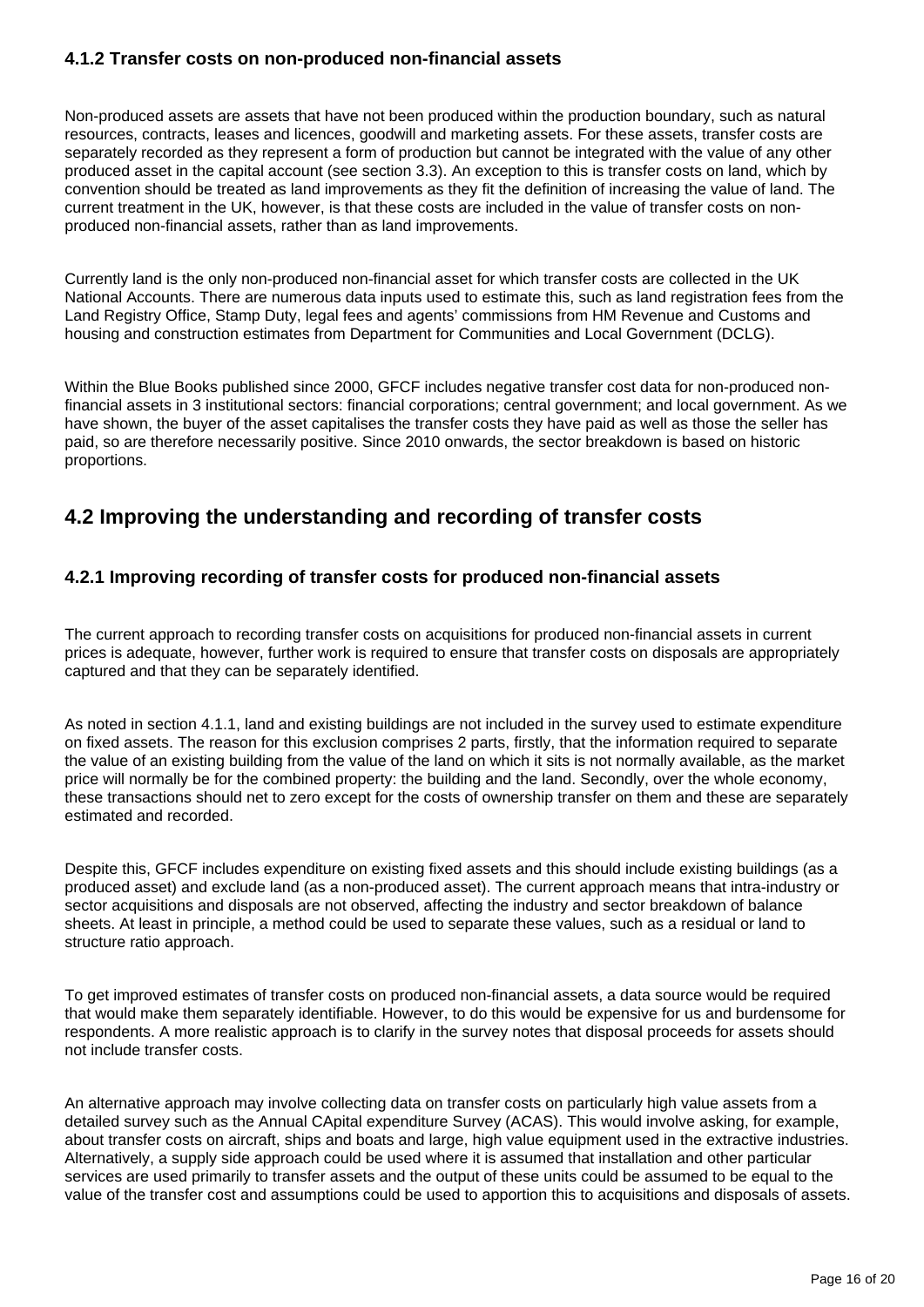### 4.1.2 Transfer costs on non-produced non-financial assets

Non-produced assets are assets that have not been produced within the production boundary, such as natural resources, contracts, leases and licences, goodwill and marketing assets. For these assets, transfer costs are separately recorded as they represent a form of production but cannot be integrated with the value of any other produced asset in the capital account (see section 3.3). An exception to this is transfer costs on land, which by convention should be treated as land improvements as they fit the definition of increasing the value of land. The current treatment in the UK, however, is that these costs are included in the value of transfer costs on non-produced non-financial assets, rather than as land improvements.

Currently land is the only non-produced non-financial asset for which transfer costs are collected in the UK National Accounts. There are numerous data inputs used to estimate this, such as land registration fees from the Land Registry Office, Stamp Duty, legal fees and agents' commissions from HM Revenue and Customs and housing and construction estimates from Department for Communities and Local Government (DCLG).

Within the Blue Books published since 2000, GFCF includes negative transfer cost data for non-produced non-financial assets in 3 institutional sectors: financial corporations; central government; and local government. As we have shown, the buyer of the asset capitalises the transfer costs they have paid as well as those the seller has paid, so are therefore necessarily positive. Since 2010 onwards, the sector breakdown is based on historic proportions.

## 4.2 Improving the understanding and recording of transfer costs

### 4.2.1 Improving recording of transfer costs for produced non-financial assets

The current approach to recording transfer costs on acquisitions for produced non-financial assets in current prices is adequate, however, further work is required to ensure that transfer costs on disposals are appropriately captured and that they can be separately identified.

As noted in section 4.1.1, land and existing buildings are not included in the survey used to estimate expenditure on fixed assets. The reason for this exclusion comprises 2 parts, firstly, that the information required to separate the value of an existing building from the value of the land on which it sits is not normally available, as the market price will normally be for the combined property: the building and the land. Secondly, over the whole economy, these transactions should net to zero except for the costs of ownership transfer on them and these are separately estimated and recorded.

Despite this, GFCF includes expenditure on existing fixed assets and this should include existing buildings (as a produced asset) and exclude land (as a non-produced asset). The current approach means that intra-industry or sector acquisitions and disposals are not observed, affecting the industry and sector breakdown of balance sheets. At least in principle, a method could be used to separate these values, such as a residual or land to structure ratio approach.

To get improved estimates of transfer costs on produced non-financial assets, a data source would be required that would make them separately identifiable. However, to do this would be expensive for us and burdensome for respondents. A more realistic approach is to clarify in the survey notes that disposal proceeds for assets should not include transfer costs.

An alternative approach may involve collecting data on transfer costs on particularly high value assets from a detailed survey such as the Annual CApital expenditure Survey (ACAS). This would involve asking, for example, about transfer costs on aircraft, ships and boats and large, high value equipment used in the extractive industries. Alternatively, a supply side approach could be used where it is assumed that installation and other particular services are used primarily to transfer assets and the output of these units could be assumed to be equal to the value of the transfer cost and assumptions could be used to apportion this to acquisitions and disposals of assets.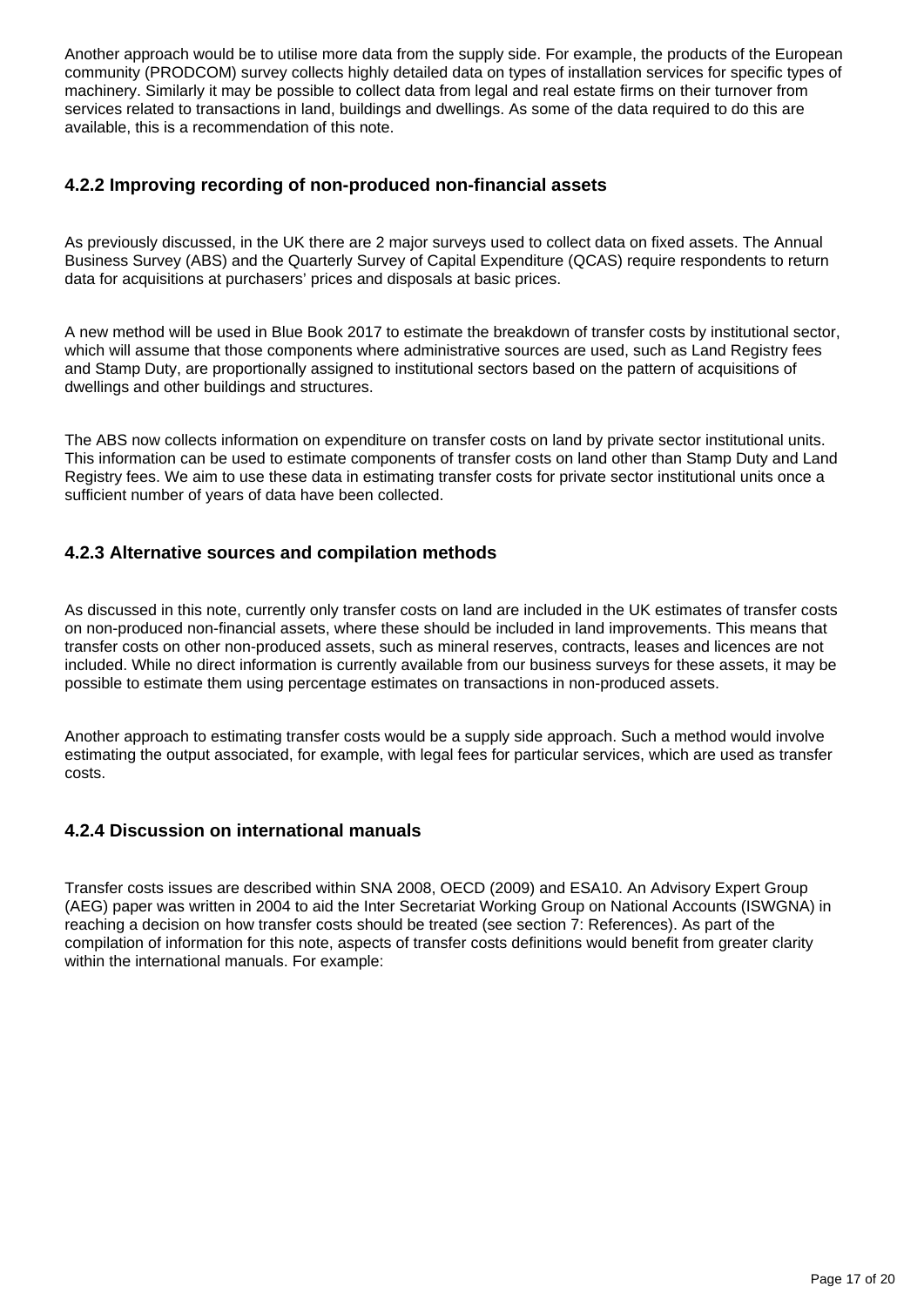Another approach would be to utilise more data from the supply side. For example, the products of the European community (PRODCOM) survey collects highly detailed data on types of installation services for specific types of machinery. Similarly it may be possible to collect data from legal and real estate firms on their turnover from services related to transactions in land, buildings and dwellings. As some of the data required to do this are available, this is a recommendation of this note.

### 4.2.2 Improving recording of non-produced non-financial assets

As previously discussed, in the UK there are 2 major surveys used to collect data on fixed assets. The Annual Business Survey (ABS) and the Quarterly Survey of Capital Expenditure (QCAS) require respondents to return data for acquisitions at purchasers' prices and disposals at basic prices.

A new method will be used in Blue Book 2017 to estimate the breakdown of transfer costs by institutional sector, which will assume that those components where administrative sources are used, such as Land Registry fees and Stamp Duty, are proportionally assigned to institutional sectors based on the pattern of acquisitions of dwellings and other buildings and structures.

The ABS now collects information on expenditure on transfer costs on land by private sector institutional units. This information can be used to estimate components of transfer costs on land other than Stamp Duty and Land Registry fees. We aim to use these data in estimating transfer costs for private sector institutional units once a sufficient number of years of data have been collected.

### 4.2.3 Alternative sources and compilation methods

As discussed in this note, currently only transfer costs on land are included in the UK estimates of transfer costs on non-produced non-financial assets, where these should be included in land improvements. This means that transfer costs on other non-produced assets, such as mineral reserves, contracts, leases and licences are not included. While no direct information is currently available from our business surveys for these assets, it may be possible to estimate them using percentage estimates on transactions in non-produced assets.

Another approach to estimating transfer costs would be a supply side approach. Such a method would involve estimating the output associated, for example, with legal fees for particular services, which are used as transfer costs.

### 4.2.4 Discussion on international manuals

Transfer costs issues are described within SNA 2008, OECD (2009) and ESA10. An Advisory Expert Group (AEG) paper was written in 2004 to aid the Inter Secretariat Working Group on National Accounts (ISWGNA) in reaching a decision on how transfer costs should be treated (see section 7: References). As part of the compilation of information for this note, aspects of transfer costs definitions would benefit from greater clarity within the international manuals. For example: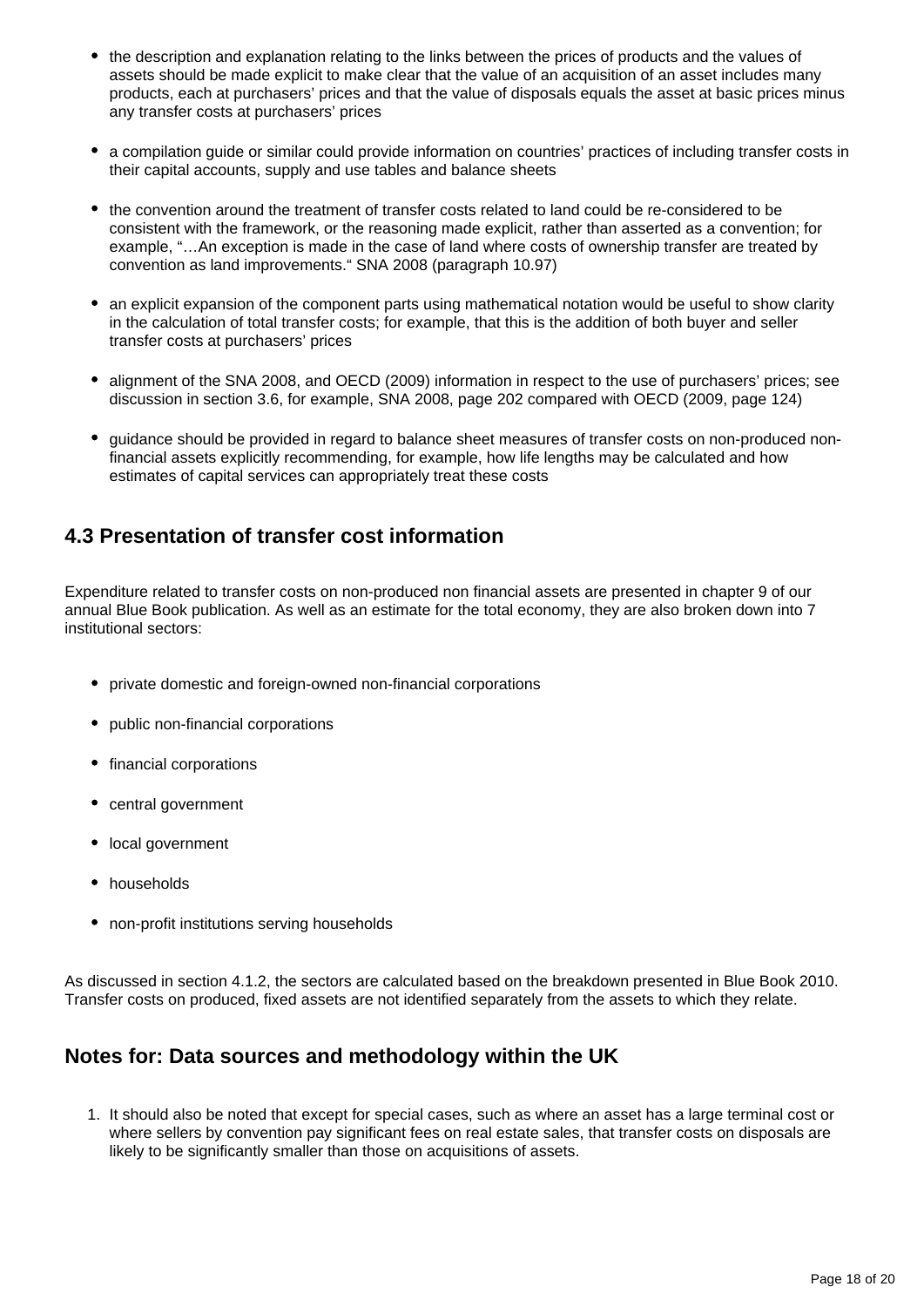- the description and explanation relating to the links between the prices of products and the values of assets should be made explicit to make clear that the value of an acquisition of an asset includes many products, each at purchasers' prices and that the value of disposals equals the asset at basic prices minus any transfer costs at purchasers' prices

- a compilation guide or similar could provide information on countries' practices of including transfer costs in their capital accounts, supply and use tables and balance sheets

- the convention around the treatment of transfer costs related to land could be re-considered to be consistent with the framework, or the reasoning made explicit, rather than asserted as a convention; for example, "…An exception is made in the case of land where costs of ownership transfer are treated by convention as land improvements." SNA 2008 (paragraph 10.97)

- an explicit expansion of the component parts using mathematical notation would be useful to show clarity in the calculation of total transfer costs; for example, that this is the addition of both buyer and seller transfer costs at purchasers' prices

- alignment of the SNA 2008, and OECD (2009) information in respect to the use of purchasers' prices; see discussion in section 3.6, for example, SNA 2008, page 202 compared with OECD (2009, page 124)

- guidance should be provided in regard to balance sheet measures of transfer costs on non-produced non-financial assets explicitly recommending, for example, how life lengths may be calculated and how estimates of capital services can appropriately treat these costs

## 4.3 Presentation of transfer cost information

Expenditure related to transfer costs on non-produced non financial assets are presented in chapter 9 of our annual Blue Book publication. As well as an estimate for the total economy, they are also broken down into 7 institutional sectors:

- private domestic and foreign-owned non-financial corporations
- public non-financial corporations
- financial corporations
- central government
- local government
- households
- non-profit institutions serving households

As discussed in section 4.1.2, the sectors are calculated based on the breakdown presented in Blue Book 2010. Transfer costs on produced, fixed assets are not identified separately from the assets to which they relate.

## Notes for: Data sources and methodology within the UK

1. It should also be noted that except for special cases, such as where an asset has a large terminal cost or where sellers by convention pay significant fees on real estate sales, that transfer costs on disposals are likely to be significantly smaller than those on acquisitions of assets.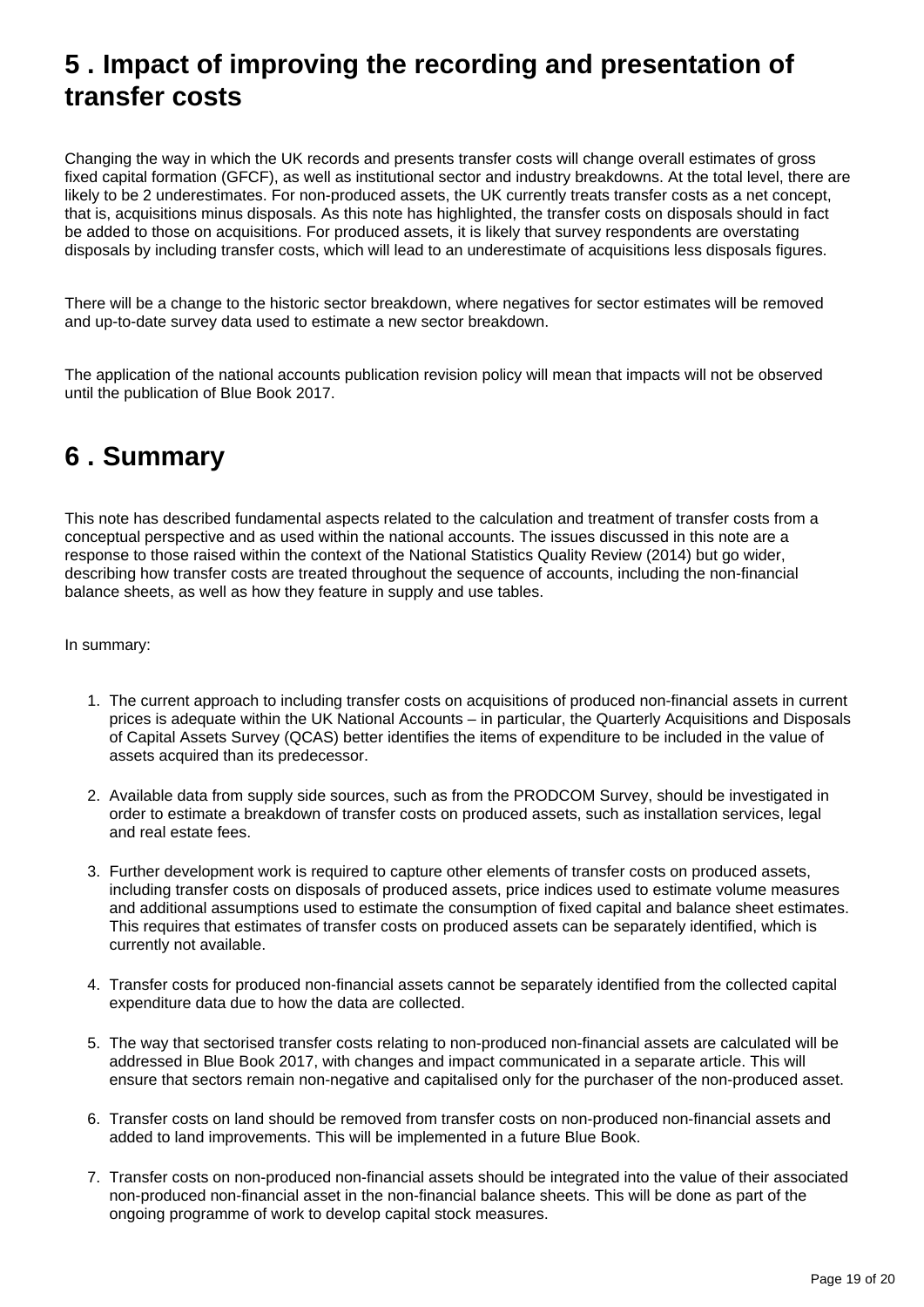## 5 . Impact of improving the recording and presentation of transfer costs

Changing the way in which the UK records and presents transfer costs will change overall estimates of gross fixed capital formation (GFCF), as well as institutional sector and industry breakdowns. At the total level, there are likely to be 2 underestimates. For non-produced assets, the UK currently treats transfer costs as a net concept, that is, acquisitions minus disposals. As this note has highlighted, the transfer costs on disposals should in fact be added to those on acquisitions. For produced assets, it is likely that survey respondents are overstating disposals by including transfer costs, which will lead to an underestimate of acquisitions less disposals figures.

There will be a change to the historic sector breakdown, where negatives for sector estimates will be removed and up-to-date survey data used to estimate a new sector breakdown.

The application of the national accounts publication revision policy will mean that impacts will not be observed until the publication of Blue Book 2017.

## 6 . Summary

This note has described fundamental aspects related to the calculation and treatment of transfer costs from a conceptual perspective and as used within the national accounts. The issues discussed in this note are a response to those raised within the context of the National Statistics Quality Review (2014) but go wider, describing how transfer costs are treated throughout the sequence of accounts, including the non-financial balance sheets, as well as how they feature in supply and use tables.

In summary:

1. The current approach to including transfer costs on acquisitions of produced non-financial assets in current prices is adequate within the UK National Accounts – in particular, the Quarterly Acquisitions and Disposals of Capital Assets Survey (QCAS) better identifies the items of expenditure to be included in the value of assets acquired than its predecessor.

2. Available data from supply side sources, such as from the PRODCOM Survey, should be investigated in order to estimate a breakdown of transfer costs on produced assets, such as installation services, legal and real estate fees.

3. Further development work is required to capture other elements of transfer costs on produced assets, including transfer costs on disposals of produced assets, price indices used to estimate volume measures and additional assumptions used to estimate the consumption of fixed capital and balance sheet estimates. This requires that estimates of transfer costs on produced assets can be separately identified, which is currently not available.

4. Transfer costs for produced non-financial assets cannot be separately identified from the collected capital expenditure data due to how the data are collected.

5. The way that sectorised transfer costs relating to non-produced non-financial assets are calculated will be addressed in Blue Book 2017, with changes and impact communicated in a separate article. This will ensure that sectors remain non-negative and capitalised only for the purchaser of the non-produced asset.

6. Transfer costs on land should be removed from transfer costs on non-produced non-financial assets and added to land improvements. This will be implemented in a future Blue Book.

7. Transfer costs on non-produced non-financial assets should be integrated into the value of their associated non-produced non-financial asset in the non-financial balance sheets. This will be done as part of the ongoing programme of work to develop capital stock measures.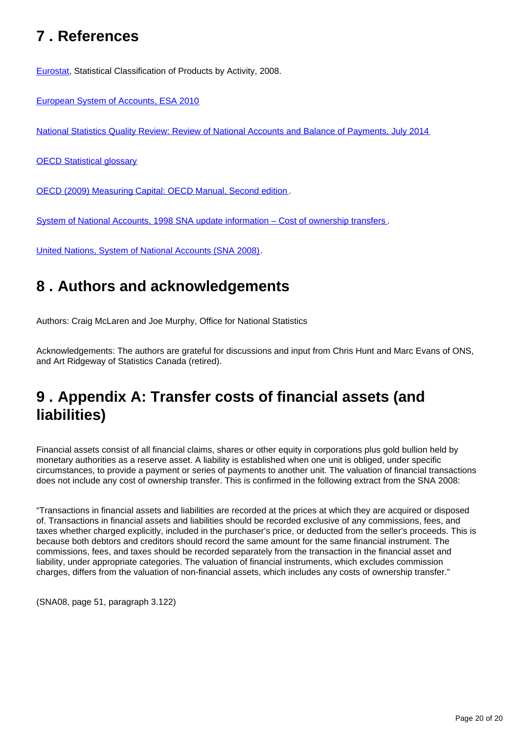## 7 . References

Eurostat, Statistical Classification of Products by Activity, 2008.

European System of Accounts, ESA 2010

National Statistics Quality Review: Review of National Accounts and Balance of Payments, July 2014

OECD Statistical glossary

OECD (2009) Measuring Capital: OECD Manual, Second edition.

System of National Accounts, 1998 SNA update information – Cost of ownership transfers.

United Nations, System of National Accounts (SNA 2008).

## 8 . Authors and acknowledgements

Authors: Craig McLaren and Joe Murphy, Office for National Statistics

Acknowledgements: The authors are grateful for discussions and input from Chris Hunt and Marc Evans of ONS, and Art Ridgeway of Statistics Canada (retired).

## 9 . Appendix A: Transfer costs of financial assets (and liabilities)

Financial assets consist of all financial claims, shares or other equity in corporations plus gold bullion held by monetary authorities as a reserve asset. A liability is established when one unit is obliged, under specific circumstances, to provide a payment or series of payments to another unit. The valuation of financial transactions does not include any cost of ownership transfer. This is confirmed in the following extract from the SNA 2008:

"Transactions in financial assets and liabilities are recorded at the prices at which they are acquired or disposed of. Transactions in financial assets and liabilities should be recorded exclusive of any commissions, fees, and taxes whether charged explicitly, included in the purchaser's price, or deducted from the seller's proceeds. This is because both debtors and creditors should record the same amount for the same financial instrument. The commissions, fees, and taxes should be recorded separately from the transaction in the financial asset and liability, under appropriate categories. The valuation of financial instruments, which excludes commission charges, differs from the valuation of non-financial assets, which includes any costs of ownership transfer."

(SNA08, page 51, paragraph 3.122)